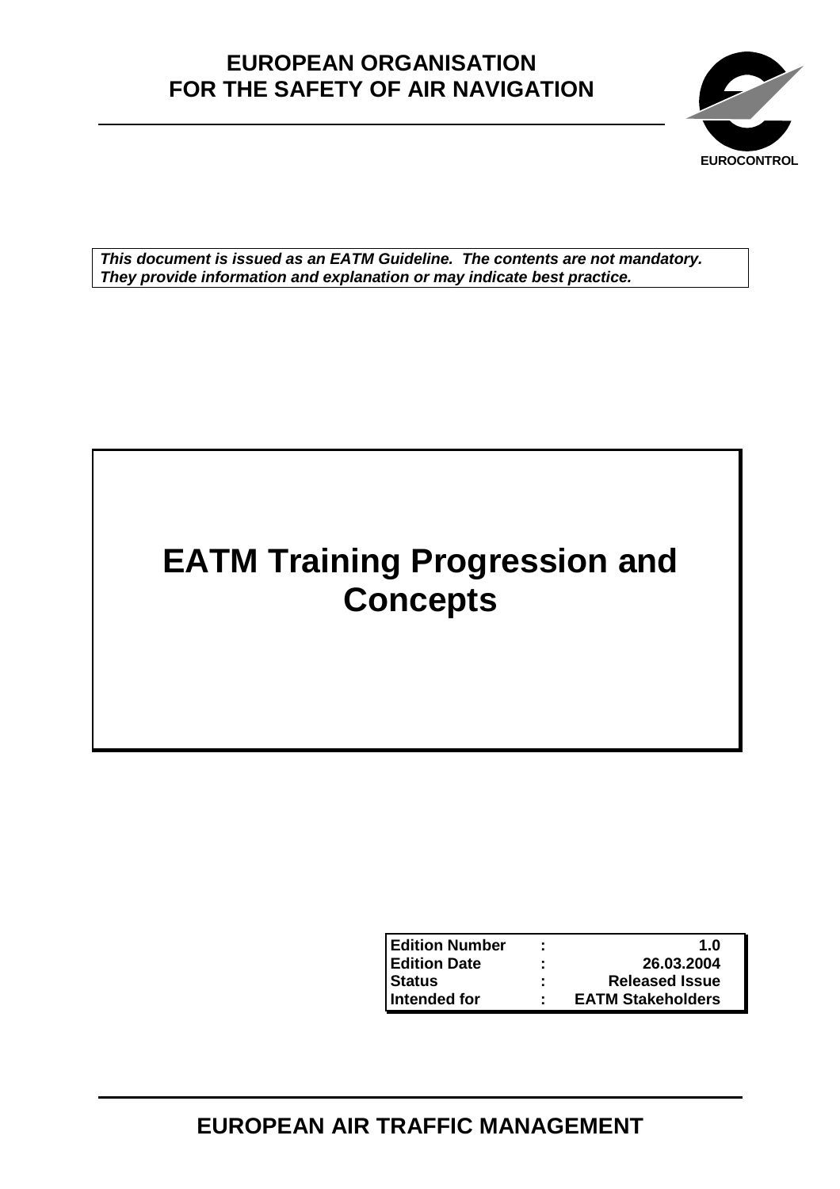**EUROPEAN ORGANISATION
FOR THE SAFETY OF AIR NAVIGATION**

**EUROCONTROL**

***This document is issued as an EATM Guideline. The contents are not mandatory. They provide information and explanation or may indicate best practice.***

# EATM Training Progression and Concepts

| | | |
|---|---|---|
| **Edition Number** | **:** | **1.0** |
| **Edition Date** | **:** | **26.03.2004** |
| **Status** | **:** | **Released Issue** |
| **Intended for** | **:** | **EATM Stakeholders** |

**EUROPEAN AIR TRAFFIC MANAGEMENT**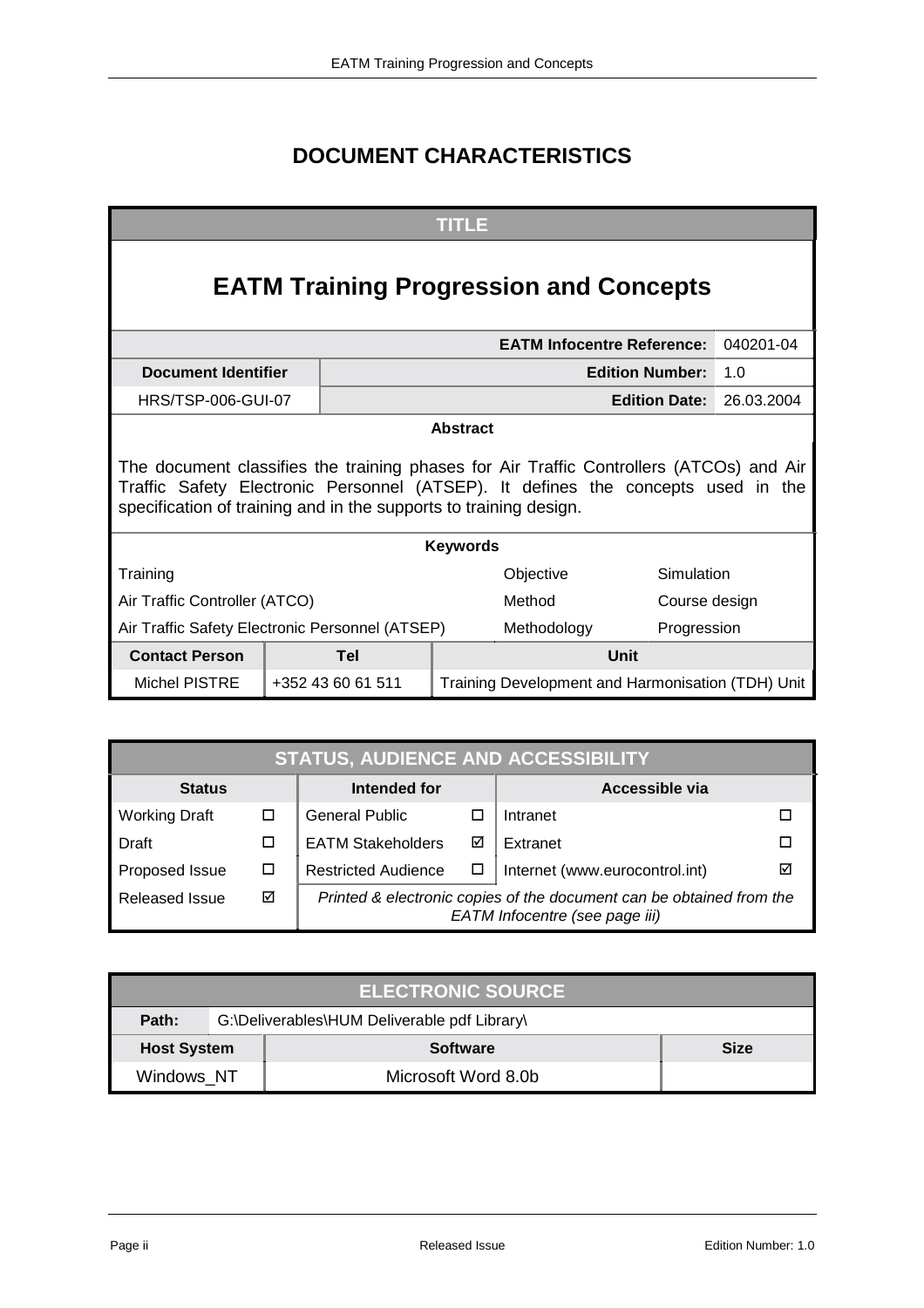# DOCUMENT CHARACTERISTICS

| TITLE | | | |
|---|---|---|---|
| **EATM Training Progression and Concepts** | | | |
| | | **EATM Infocentre Reference:** | 040201-04 |
| **Document Identifier** | | **Edition Number:** | 1.0 |
| HRS/TSP-006-GUI-07 | | **Edition Date:** | 26.03.2004 |

**Abstract**

The document classifies the training phases for Air Traffic Controllers (ATCOs) and Air Traffic Safety Electronic Personnel (ATSEP). It defines the concepts used in the specification of training and in the supports to training design.

**Keywords**

| | | |
|---|---|---|
| Training | Objective | Simulation |
| Air Traffic Controller (ATCO) | Method | Course design |
| Air Traffic Safety Electronic Personnel (ATSEP) | Methodology | Progression |

| Contact Person | Tel | Unit |
|---|---|---|
| Michel PISTRE | +352 43 60 61 511 | Training Development and Harmonisation (TDH) Unit |

| STATUS, AUDIENCE AND ACCESSIBILITY | | | | | |
|---|---|---|---|---|---|
| **Status** | | **Intended for** | | **Accessible via** | |
| Working Draft | ☐ | General Public | ☐ | Intranet | ☐ |
| Draft | ☐ | EATM Stakeholders | ☑ | Extranet | ☐ |
| Proposed Issue | ☐ | Restricted Audience | ☐ | Internet (www.eurocontrol.int) | ☑ |
| Released Issue | ☑ | *Printed & electronic copies of the document can be obtained from the EATM Infocentre (see page iii)* | | | |

| ELECTRONIC SOURCE | | |
|---|---|---|
| **Path:** | G:\Deliverables\HUM Deliverable pdf Library\ | |
| **Host System** | **Software** | **Size** |
| Windows_NT | Microsoft Word 8.0b | |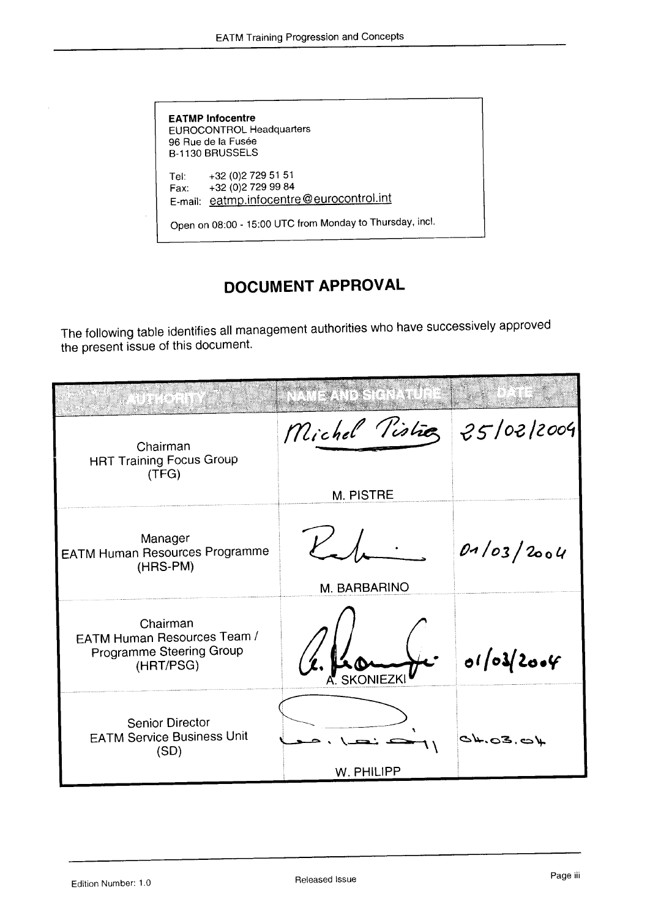**EATMP Infocentre**
EUROCONTROL Headquarters
96 Rue de la Fusée
B-1130 BRUSSELS

Tel: +32 (0)2 729 51 51
Fax: +32 (0)2 729 99 84
E-mail: eatmp.infocentre@eurocontrol.int

Open on 08:00 - 15:00 UTC from Monday to Thursday, incl.

## DOCUMENT APPROVAL

The following table identifies all management authorities who have successively approved the present issue of this document.

| AUTHORITY | NAME AND SIGNATURE | DATE |
|---|---|---|
| Chairman HRT Training Focus Group (TFG) | M. PISTRE | 25/02/2004 |
| Manager EATM Human Resources Programme (HRS-PM) | M. BARBARINO | 01/03/2004 |
| Chairman EATM Human Resources Team / Programme Steering Group (HRT/PSG) | A. SKONIEZKI | 01/03/2004 |
| Senior Director EATM Service Business Unit (SD) | W. PHILIPP | 04.03.04 |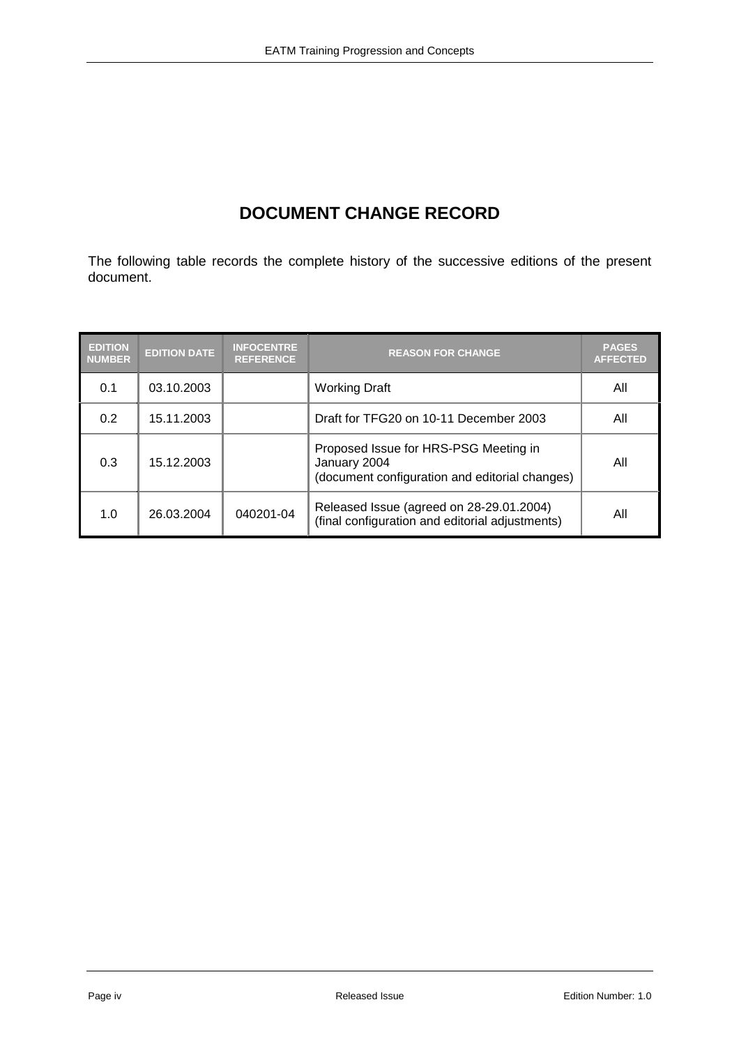# DOCUMENT CHANGE RECORD

The following table records the complete history of the successive editions of the present document.

| EDITION NUMBER | EDITION DATE | INFOCENTRE REFERENCE | REASON FOR CHANGE | PAGES AFFECTED |
|---|---|---|---|---|
| 0.1 | 03.10.2003 | | Working Draft | All |
| 0.2 | 15.11.2003 | | Draft for TFG20 on 10-11 December 2003 | All |
| 0.3 | 15.12.2003 | | Proposed Issue for HRS-PSG Meeting in January 2004 (document configuration and editorial changes) | All |
| 1.0 | 26.03.2004 | 040201-04 | Released Issue (agreed on 28-29.01.2004) (final configuration and editorial adjustments) | All |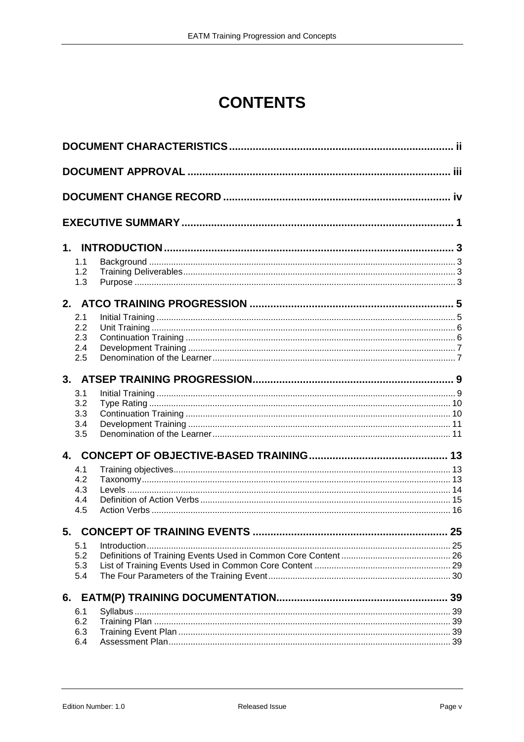# CONTENTS

**DOCUMENT CHARACTERISTICS** ..... ii

**DOCUMENT APPROVAL** ..... iii

**DOCUMENT CHANGE RECORD** ..... iv

**EXECUTIVE SUMMARY** ..... 1

**1. INTRODUCTION** ..... 3

- 1.1 Background ..... 3
- 1.2 Training Deliverables ..... 3
- 1.3 Purpose ..... 3

**2. ATCO TRAINING PROGRESSION** ..... 5

- 2.1 Initial Training ..... 5
- 2.2 Unit Training ..... 6
- 2.3 Continuation Training ..... 6
- 2.4 Development Training ..... 7
- 2.5 Denomination of the Learner ..... 7

**3. ATSEP TRAINING PROGRESSION** ..... 9

- 3.1 Initial Training ..... 9
- 3.2 Type Rating ..... 10
- 3.3 Continuation Training ..... 10
- 3.4 Development Training ..... 11
- 3.5 Denomination of the Learner ..... 11

**4. CONCEPT OF OBJECTIVE-BASED TRAINING** ..... 13

- 4.1 Training objectives ..... 13
- 4.2 Taxonomy ..... 13
- 4.3 Levels ..... 14
- 4.4 Definition of Action Verbs ..... 15
- 4.5 Action Verbs ..... 16

**5. CONCEPT OF TRAINING EVENTS** ..... 25

- 5.1 Introduction ..... 25
- 5.2 Definitions of Training Events Used in Common Core Content ..... 26
- 5.3 List of Training Events Used in Common Core Content ..... 29
- 5.4 The Four Parameters of the Training Event ..... 30

**6. EATM(P) TRAINING DOCUMENTATION** ..... 39

- 6.1 Syllabus ..... 39
- 6.2 Training Plan ..... 39
- 6.3 Training Event Plan ..... 39
- 6.4 Assessment Plan ..... 39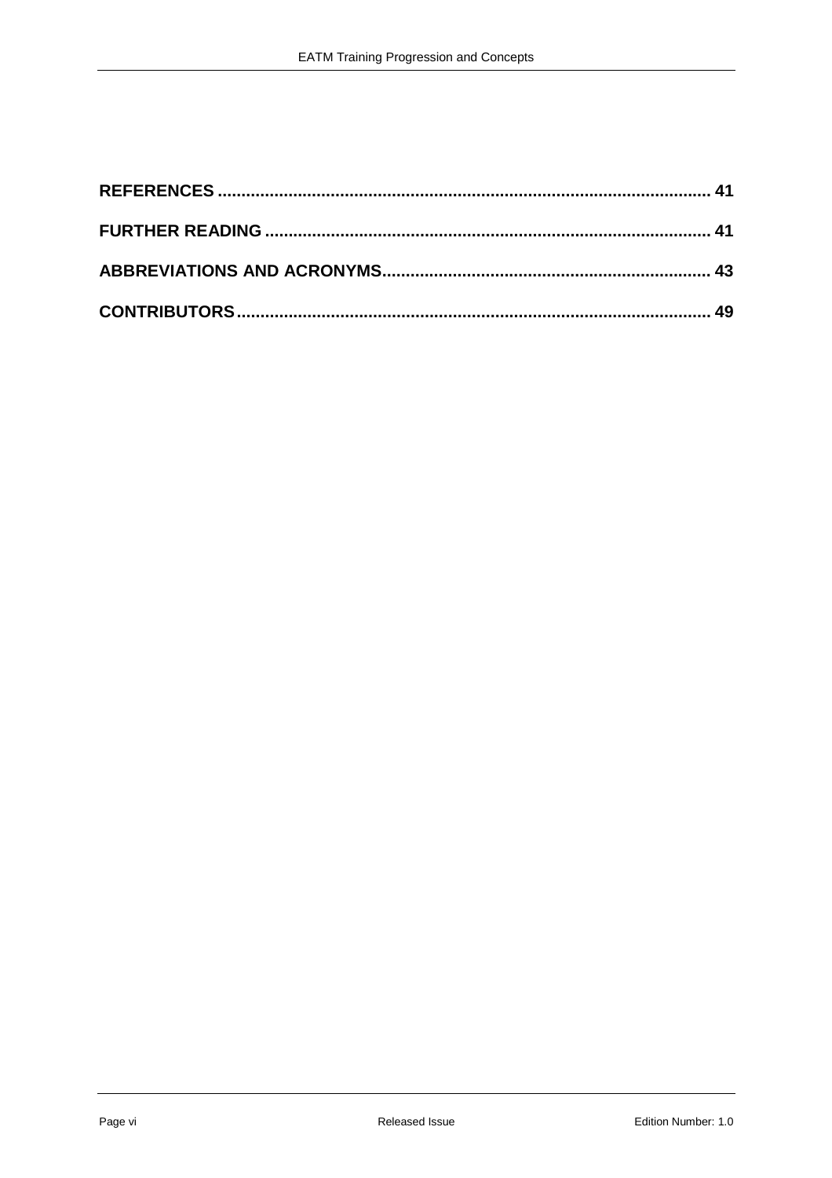**REFERENCES ........................................................................................................ 41**

**FURTHER READING ............................................................................................ 41**

**ABBREVIATIONS AND ACRONYMS..................................................................... 43**

**CONTRIBUTORS................................................................................................... 49**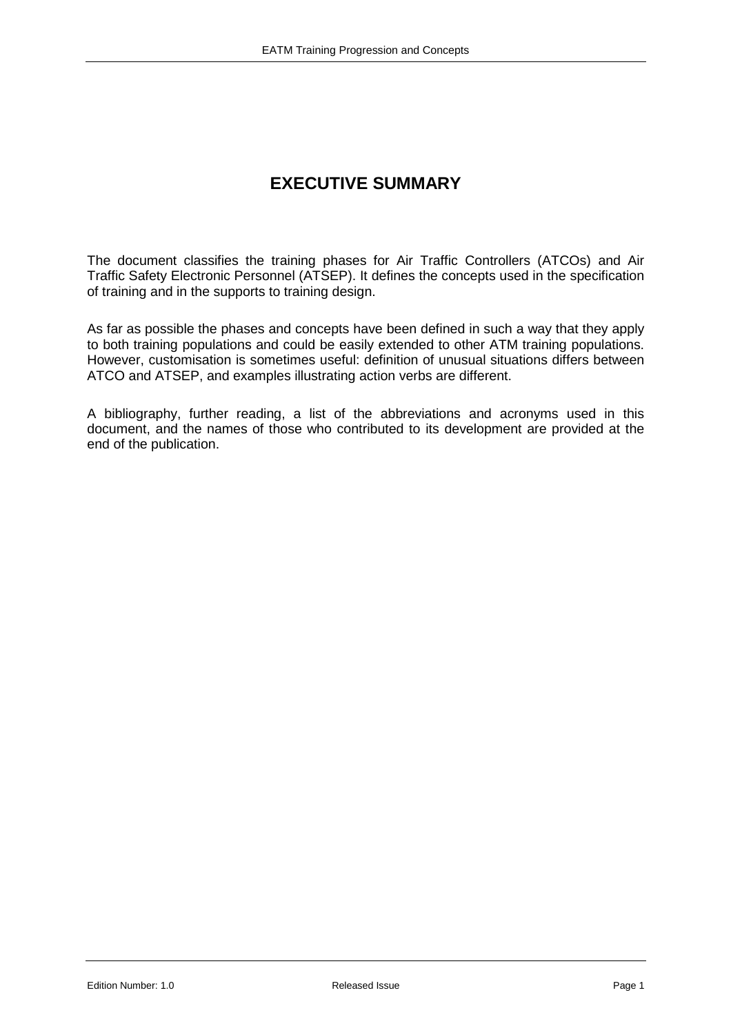# EXECUTIVE SUMMARY

The document classifies the training phases for Air Traffic Controllers (ATCOs) and Air Traffic Safety Electronic Personnel (ATSEP). It defines the concepts used in the specification of training and in the supports to training design.

As far as possible the phases and concepts have been defined in such a way that they apply to both training populations and could be easily extended to other ATM training populations. However, customisation is sometimes useful: definition of unusual situations differs between ATCO and ATSEP, and examples illustrating action verbs are different.

A bibliography, further reading, a list of the abbreviations and acronyms used in this document, and the names of those who contributed to its development are provided at the end of the publication.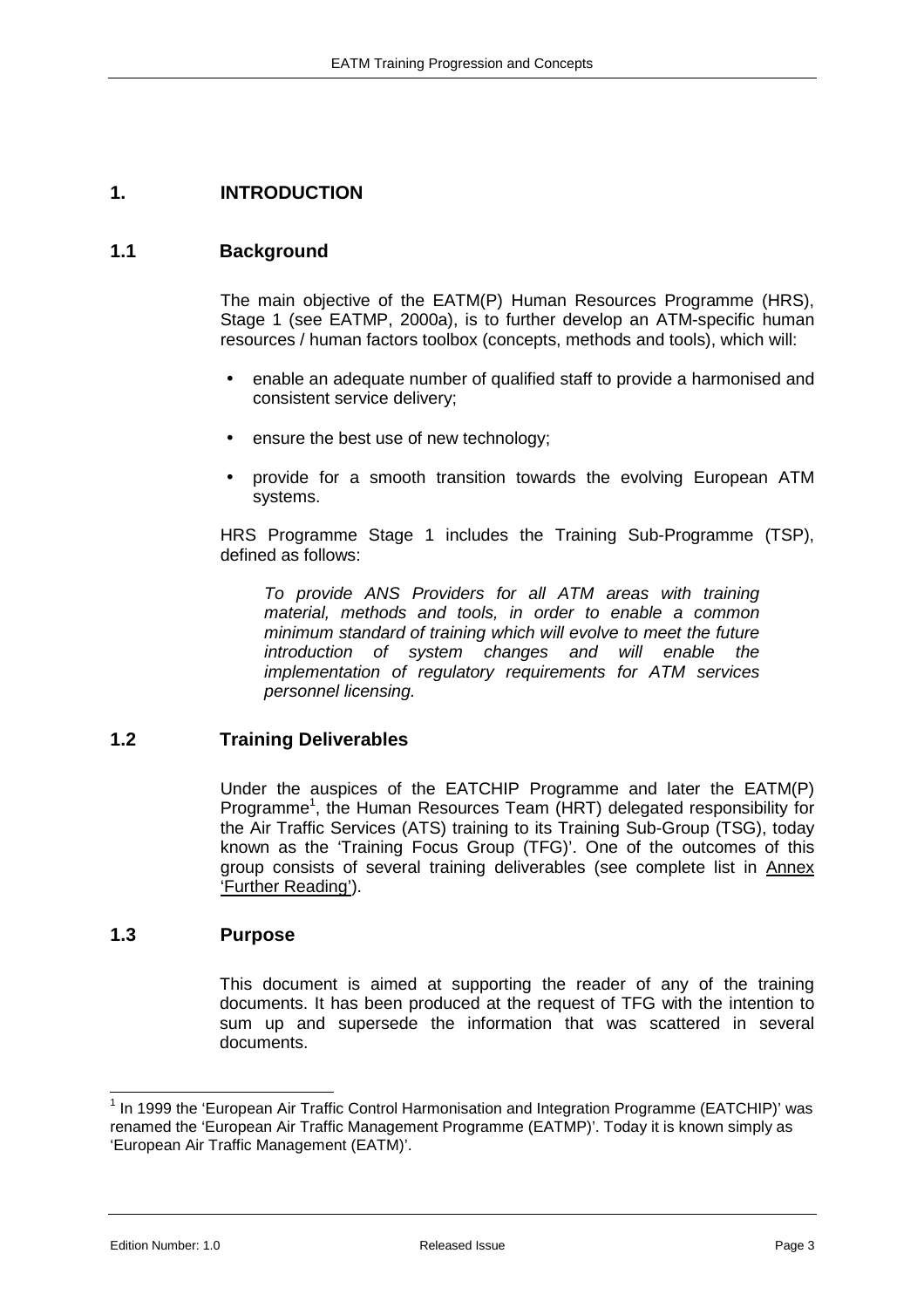# 1. INTRODUCTION

## 1.1 Background

The main objective of the EATM(P) Human Resources Programme (HRS), Stage 1 (see EATMP, 2000a), is to further develop an ATM-specific human resources / human factors toolbox (concepts, methods and tools), which will:

- enable an adequate number of qualified staff to provide a harmonised and consistent service delivery;
- ensure the best use of new technology;
- provide for a smooth transition towards the evolving European ATM systems.

HRS Programme Stage 1 includes the Training Sub-Programme (TSP), defined as follows:

> *To provide ANS Providers for all ATM areas with training material, methods and tools, in order to enable a common minimum standard of training which will evolve to meet the future introduction of system changes and will enable the implementation of regulatory requirements for ATM services personnel licensing.*

## 1.2 Training Deliverables

Under the auspices of the EATCHIP Programme and later the EATM(P) Programme[1], the Human Resources Team (HRT) delegated responsibility for the Air Traffic Services (ATS) training to its Training Sub-Group (TSG), today known as the 'Training Focus Group (TFG)'. One of the outcomes of this group consists of several training deliverables (see complete list in Annex 'Further Reading').

## 1.3 Purpose

This document is aimed at supporting the reader of any of the training documents. It has been produced at the request of TFG with the intention to sum up and supersede the information that was scattered in several documents.

---

[1] In 1999 the 'European Air Traffic Control Harmonisation and Integration Programme (EATCHIP)' was renamed the 'European Air Traffic Management Programme (EATMP)'. Today it is known simply as 'European Air Traffic Management (EATM)'.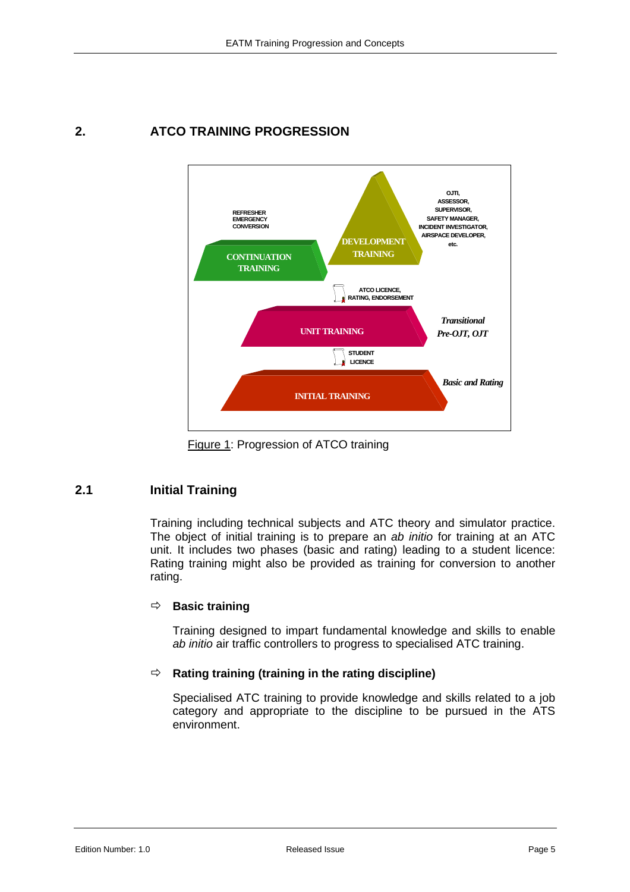# 2. ATCO TRAINING PROGRESSION

Figure 1: Progression of ATCO training

## 2.1 Initial Training

Training including technical subjects and ATC theory and simulator practice. The object of initial training is to prepare an *ab initio* for training at an ATC unit. It includes two phases (basic and rating) leading to a student licence: Rating training might also be provided as training for conversion to another rating.

⇨ **Basic training**

Training designed to impart fundamental knowledge and skills to enable *ab initio* air traffic controllers to progress to specialised ATC training.

⇨ **Rating training (training in the rating discipline)**

Specialised ATC training to provide knowledge and skills related to a job category and appropriate to the discipline to be pursued in the ATS environment.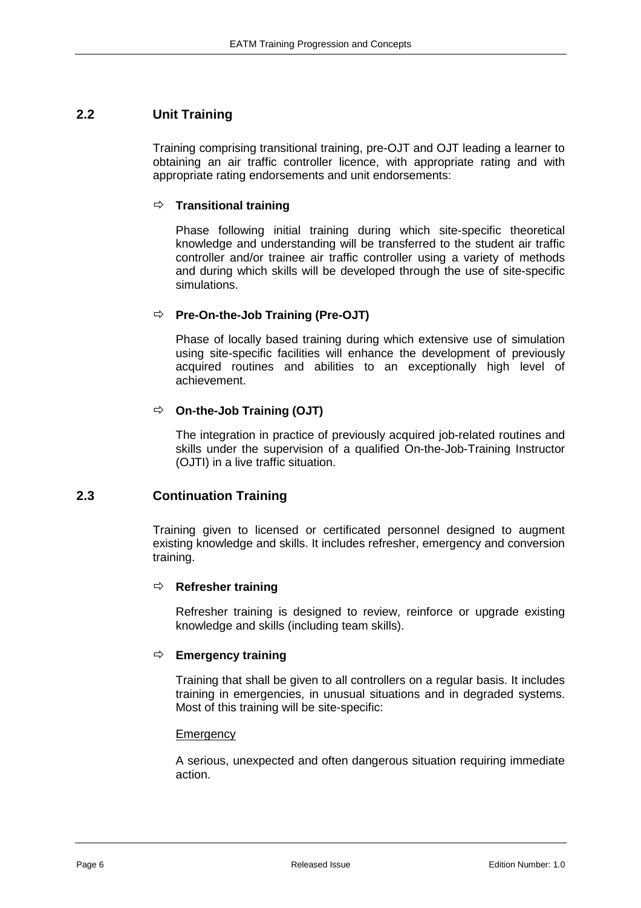## 2.2 Unit Training

Training comprising transitional training, pre-OJT and OJT leading a learner to obtaining an air traffic controller licence, with appropriate rating and with appropriate rating endorsements and unit endorsements:

⇨ **Transitional training**

Phase following initial training during which site-specific theoretical knowledge and understanding will be transferred to the student air traffic controller and/or trainee air traffic controller using a variety of methods and during which skills will be developed through the use of site-specific simulations.

⇨ **Pre-On-the-Job Training (Pre-OJT)**

Phase of locally based training during which extensive use of simulation using site-specific facilities will enhance the development of previously acquired routines and abilities to an exceptionally high level of achievement.

⇨ **On-the-Job Training (OJT)**

The integration in practice of previously acquired job-related routines and skills under the supervision of a qualified On-the-Job-Training Instructor (OJTI) in a live traffic situation.

## 2.3 Continuation Training

Training given to licensed or certificated personnel designed to augment existing knowledge and skills. It includes refresher, emergency and conversion training.

⇨ **Refresher training**

Refresher training is designed to review, reinforce or upgrade existing knowledge and skills (including team skills).

⇨ **Emergency training**

Training that shall be given to all controllers on a regular basis. It includes training in emergencies, in unusual situations and in degraded systems. Most of this training will be site-specific:

<u>Emergency</u>

A serious, unexpected and often dangerous situation requiring immediate action.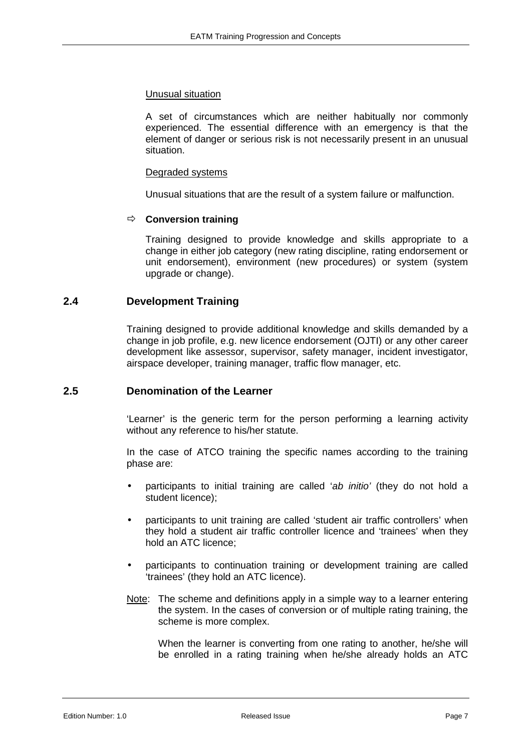Unusual situation

A set of circumstances which are neither habitually nor commonly experienced. The essential difference with an emergency is that the element of danger or serious risk is not necessarily present in an unusual situation.

Degraded systems

Unusual situations that are the result of a system failure or malfunction.

⇨ **Conversion training**

Training designed to provide knowledge and skills appropriate to a change in either job category (new rating discipline, rating endorsement or unit endorsement), environment (new procedures) or system (system upgrade or change).

## 2.4 Development Training

Training designed to provide additional knowledge and skills demanded by a change in job profile, e.g. new licence endorsement (OJTI) or any other career development like assessor, supervisor, safety manager, incident investigator, airspace developer, training manager, traffic flow manager, etc.

## 2.5 Denomination of the Learner

'Learner' is the generic term for the person performing a learning activity without any reference to his/her statute.

In the case of ATCO training the specific names according to the training phase are:

- participants to initial training are called '*ab initio'* (they do not hold a student licence);
- participants to unit training are called 'student air traffic controllers' when they hold a student air traffic controller licence and 'trainees' when they hold an ATC licence;
- participants to continuation training or development training are called 'trainees' (they hold an ATC licence).

Note: The scheme and definitions apply in a simple way to a learner entering the system. In the cases of conversion or of multiple rating training, the scheme is more complex.

When the learner is converting from one rating to another, he/she will be enrolled in a rating training when he/she already holds an ATC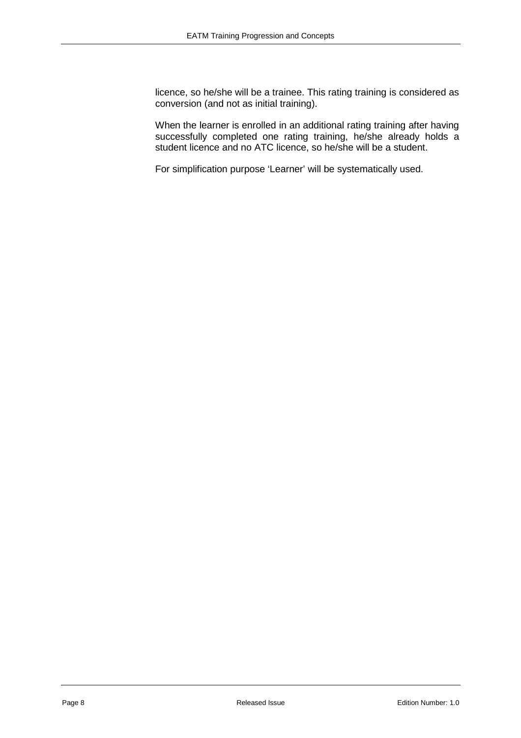licence, so he/she will be a trainee. This rating training is considered as conversion (and not as initial training).

When the learner is enrolled in an additional rating training after having successfully completed one rating training, he/she already holds a student licence and no ATC licence, so he/she will be a student.

For simplification purpose 'Learner' will be systematically used.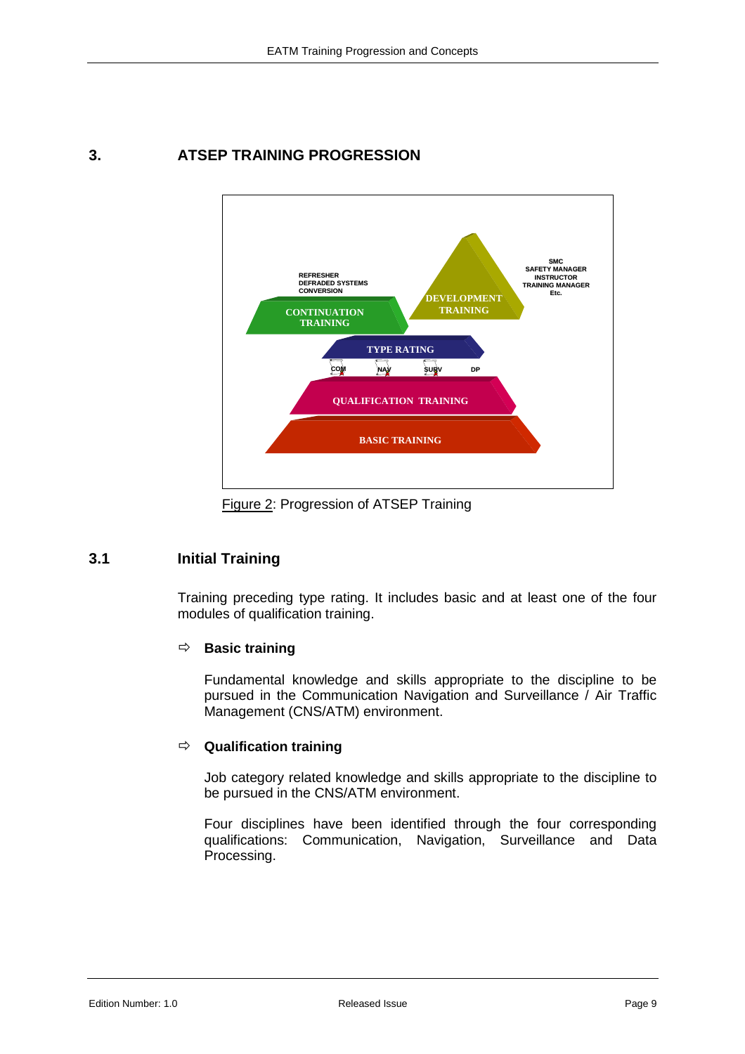# 3. ATSEP TRAINING PROGRESSION

Figure 2: Progression of ATSEP Training

## 3.1 Initial Training

Training preceding type rating. It includes basic and at least one of the four modules of qualification training.

⇨ **Basic training**

Fundamental knowledge and skills appropriate to the discipline to be pursued in the Communication Navigation and Surveillance / Air Traffic Management (CNS/ATM) environment.

⇨ **Qualification training**

Job category related knowledge and skills appropriate to the discipline to be pursued in the CNS/ATM environment.

Four disciplines have been identified through the four corresponding qualifications: Communication, Navigation, Surveillance and Data Processing.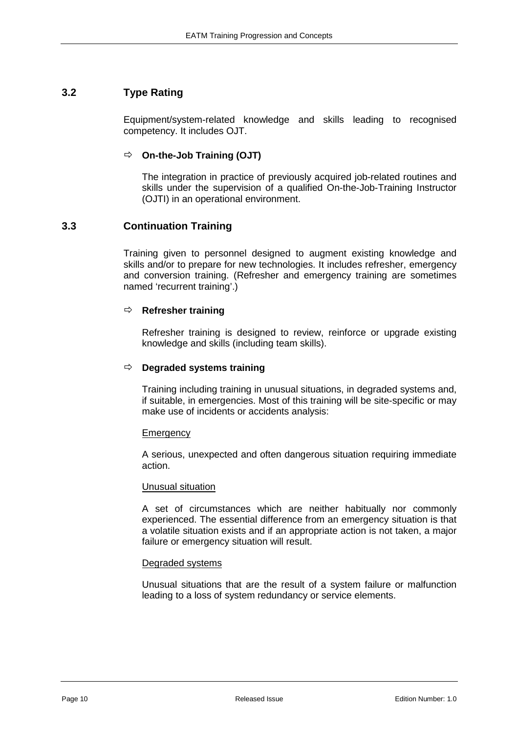## 3.2 Type Rating

Equipment/system-related knowledge and skills leading to recognised competency. It includes OJT.

⇨ **On-the-Job Training (OJT)**

The integration in practice of previously acquired job-related routines and skills under the supervision of a qualified On-the-Job-Training Instructor (OJTI) in an operational environment.

## 3.3 Continuation Training

Training given to personnel designed to augment existing knowledge and skills and/or to prepare for new technologies. It includes refresher, emergency and conversion training. (Refresher and emergency training are sometimes named 'recurrent training'.)

⇨ **Refresher training**

Refresher training is designed to review, reinforce or upgrade existing knowledge and skills (including team skills).

⇨ **Degraded systems training**

Training including training in unusual situations, in degraded systems and, if suitable, in emergencies. Most of this training will be site-specific or may make use of incidents or accidents analysis:

<u>Emergency</u>

A serious, unexpected and often dangerous situation requiring immediate action.

<u>Unusual situation</u>

A set of circumstances which are neither habitually nor commonly experienced. The essential difference from an emergency situation is that a volatile situation exists and if an appropriate action is not taken, a major failure or emergency situation will result.

<u>Degraded systems</u>

Unusual situations that are the result of a system failure or malfunction leading to a loss of system redundancy or service elements.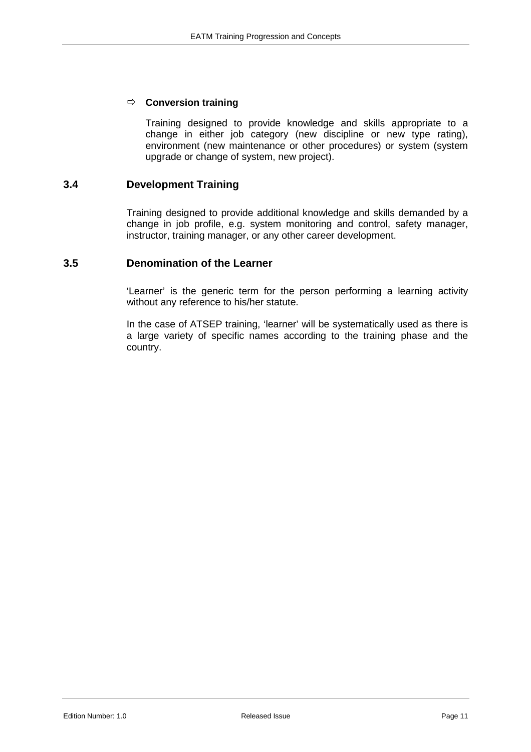⇨ **Conversion training**

Training designed to provide knowledge and skills appropriate to a change in either job category (new discipline or new type rating), environment (new maintenance or other procedures) or system (system upgrade or change of system, new project).

## 3.4 Development Training

Training designed to provide additional knowledge and skills demanded by a change in job profile, e.g. system monitoring and control, safety manager, instructor, training manager, or any other career development.

## 3.5 Denomination of the Learner

'Learner' is the generic term for the person performing a learning activity without any reference to his/her statute.

In the case of ATSEP training, 'learner' will be systematically used as there is a large variety of specific names according to the training phase and the country.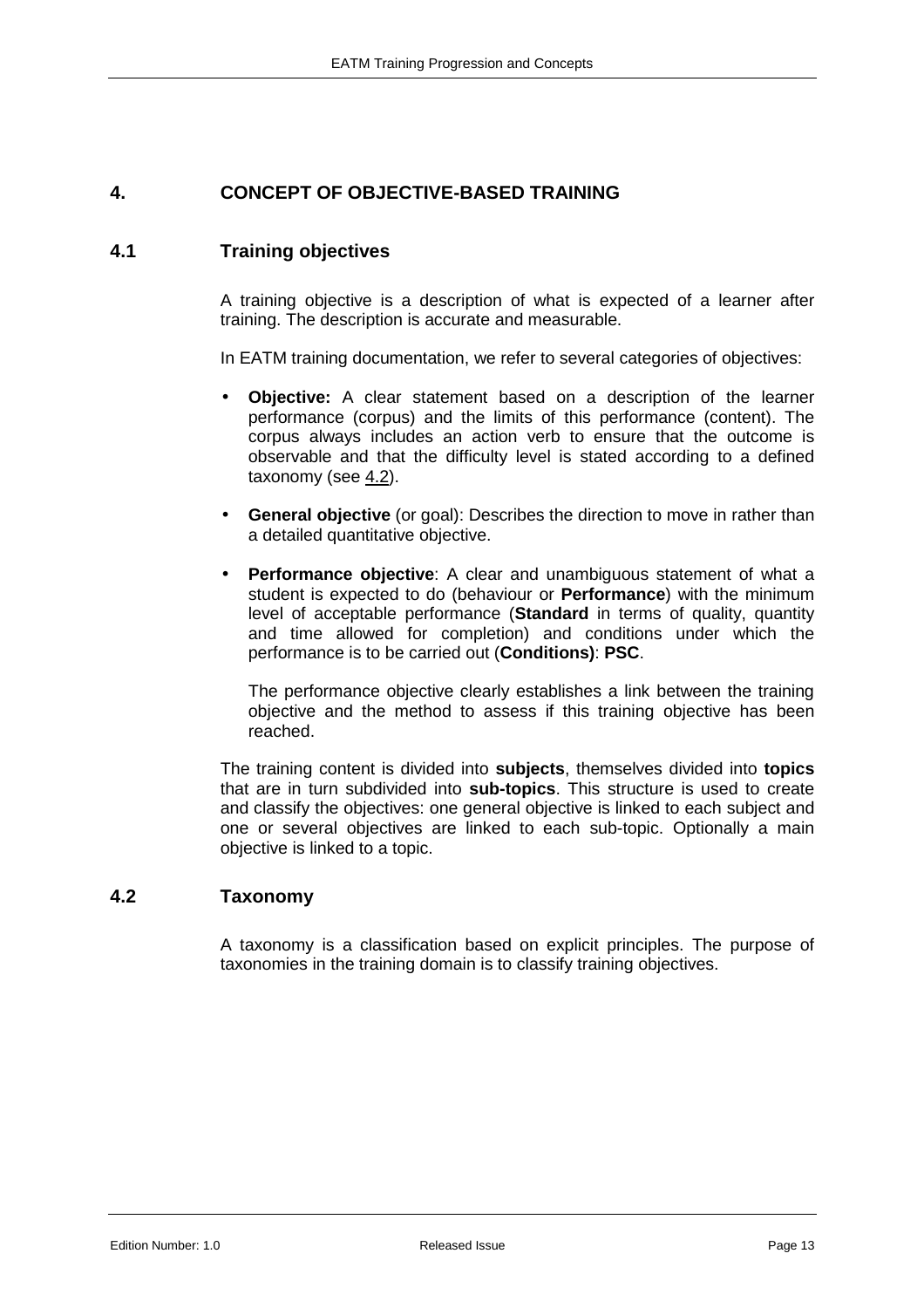# 4. CONCEPT OF OBJECTIVE-BASED TRAINING

## 4.1 Training objectives

A training objective is a description of what is expected of a learner after training. The description is accurate and measurable.

In EATM training documentation, we refer to several categories of objectives:

- **Objective:** A clear statement based on a description of the learner performance (corpus) and the limits of this performance (content). The corpus always includes an action verb to ensure that the outcome is observable and that the difficulty level is stated according to a defined taxonomy (see 4.2).
- **General objective** (or goal): Describes the direction to move in rather than a detailed quantitative objective.
- **Performance objective**: A clear and unambiguous statement of what a student is expected to do (behaviour or **Performance**) with the minimum level of acceptable performance (**Standard** in terms of quality, quantity and time allowed for completion) and conditions under which the performance is to be carried out (**Conditions)**: **PSC**.

  The performance objective clearly establishes a link between the training objective and the method to assess if this training objective has been reached.

The training content is divided into **subjects**, themselves divided into **topics** that are in turn subdivided into **sub-topics**. This structure is used to create and classify the objectives: one general objective is linked to each subject and one or several objectives are linked to each sub-topic. Optionally a main objective is linked to a topic.

## 4.2 Taxonomy

A taxonomy is a classification based on explicit principles. The purpose of taxonomies in the training domain is to classify training objectives.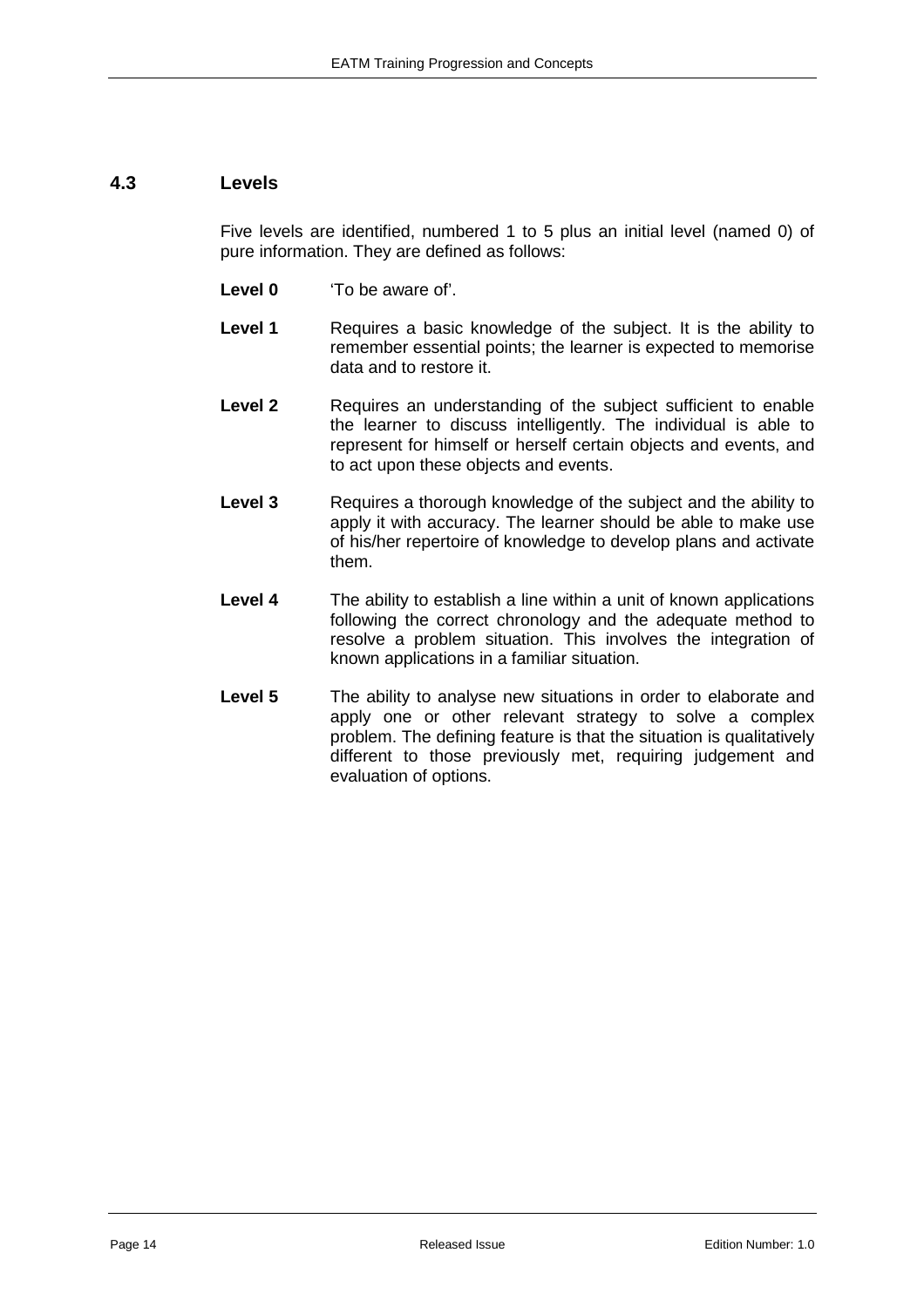## 4.3 Levels

Five levels are identified, numbered 1 to 5 plus an initial level (named 0) of pure information. They are defined as follows:

**Level 0** 'To be aware of'.

**Level 1** Requires a basic knowledge of the subject. It is the ability to remember essential points; the learner is expected to memorise data and to restore it.

**Level 2** Requires an understanding of the subject sufficient to enable the learner to discuss intelligently. The individual is able to represent for himself or herself certain objects and events, and to act upon these objects and events.

**Level 3** Requires a thorough knowledge of the subject and the ability to apply it with accuracy. The learner should be able to make use of his/her repertoire of knowledge to develop plans and activate them.

**Level 4** The ability to establish a line within a unit of known applications following the correct chronology and the adequate method to resolve a problem situation. This involves the integration of known applications in a familiar situation.

**Level 5** The ability to analyse new situations in order to elaborate and apply one or other relevant strategy to solve a complex problem. The defining feature is that the situation is qualitatively different to those previously met, requiring judgement and evaluation of options.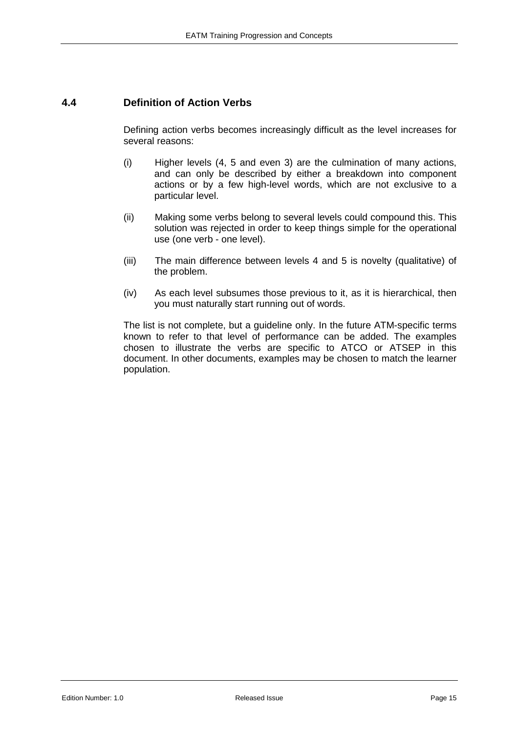## 4.4 Definition of Action Verbs

Defining action verbs becomes increasingly difficult as the level increases for several reasons:

(i) Higher levels (4, 5 and even 3) are the culmination of many actions, and can only be described by either a breakdown into component actions or by a few high-level words, which are not exclusive to a particular level.

(ii) Making some verbs belong to several levels could compound this. This solution was rejected in order to keep things simple for the operational use (one verb - one level).

(iii) The main difference between levels 4 and 5 is novelty (qualitative) of the problem.

(iv) As each level subsumes those previous to it, as it is hierarchical, then you must naturally start running out of words.

The list is not complete, but a guideline only. In the future ATM-specific terms known to refer to that level of performance can be added. The examples chosen to illustrate the verbs are specific to ATCO or ATSEP in this document. In other documents, examples may be chosen to match the learner population.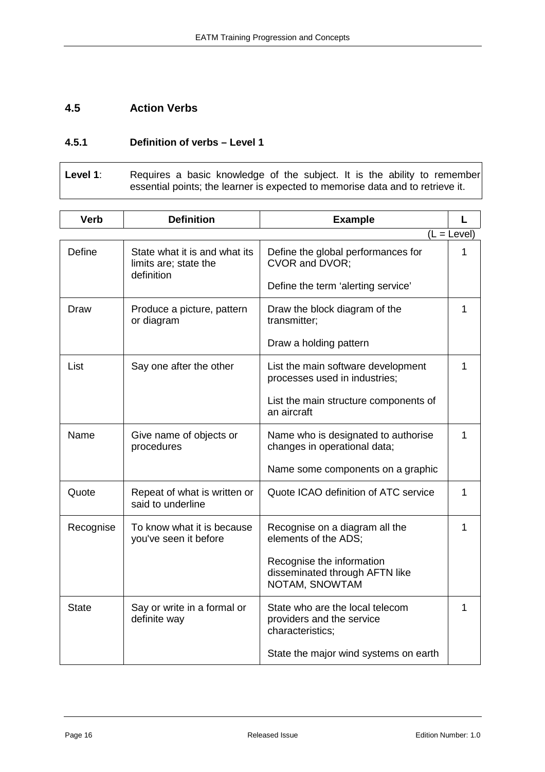## 4.5 Action Verbs

### 4.5.1 Definition of verbs – Level 1

| **Level 1**: | Requires a basic knowledge of the subject. It is the ability to remember essential points; the learner is expected to memorise data and to retrieve it. |
|---|---|

(L = Level)

| Verb | Definition | Example | L |
|---|---|---|---|
| Define | State what it is and what its limits are; state the definition | Define the global performances for CVOR and DVOR;<br><br>Define the term 'alerting service' | 1 |
| Draw | Produce a picture, pattern or diagram | Draw the block diagram of the transmitter;<br><br>Draw a holding pattern | 1 |
| List | Say one after the other | List the main software development processes used in industries;<br><br>List the main structure components of an aircraft | 1 |
| Name | Give name of objects or procedures | Name who is designated to authorise changes in operational data;<br><br>Name some components on a graphic | 1 |
| Quote | Repeat of what is written or said to underline | Quote ICAO definition of ATC service | 1 |
| Recognise | To know what it is because you've seen it before | Recognise on a diagram all the elements of the ADS;<br><br>Recognise the information disseminated through AFTN like NOTAM, SNOWTAM | 1 |
| State | Say or write in a formal or definite way | State who are the local telecom providers and the service characteristics;<br><br>State the major wind systems on earth | 1 |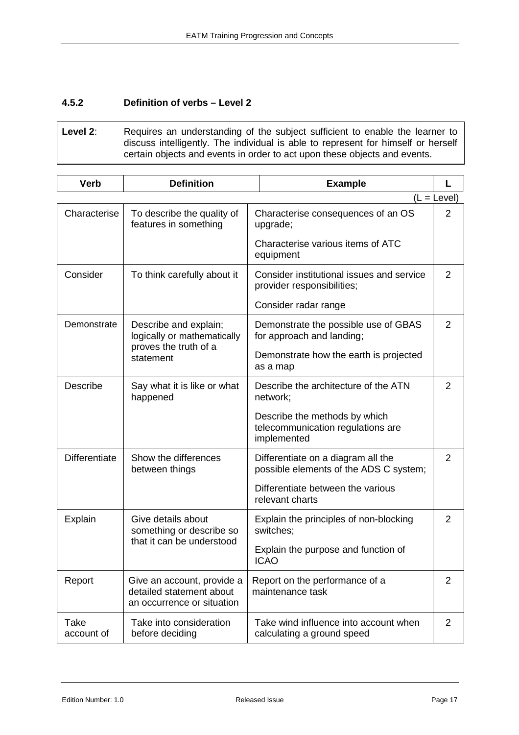### 4.5.2 Definition of verbs – Level 2

| **Level 2**: | Requires an understanding of the subject sufficient to enable the learner to discuss intelligently. The individual is able to represent for himself or herself certain objects and events in order to act upon these objects and events. |
|---|---|

(L = Level)

| Verb | Definition | Example | L |
|---|---|---|---|
| Characterise | To describe the quality of features in something | Characterise consequences of an OS upgrade;<br>Characterise various items of ATC equipment | 2 |
| Consider | To think carefully about it | Consider institutional issues and service provider responsibilities;<br>Consider radar range | 2 |
| Demonstrate | Describe and explain; logically or mathematically proves the truth of a statement | Demonstrate the possible use of GBAS for approach and landing;<br>Demonstrate how the earth is projected as a map | 2 |
| Describe | Say what it is like or what happened | Describe the architecture of the ATN network;<br>Describe the methods by which telecommunication regulations are implemented | 2 |
| Differentiate | Show the differences between things | Differentiate on a diagram all the possible elements of the ADS C system;<br>Differentiate between the various relevant charts | 2 |
| Explain | Give details about something or describe so that it can be understood | Explain the principles of non-blocking switches;<br>Explain the purpose and function of ICAO | 2 |
| Report | Give an account, provide a detailed statement about an occurrence or situation | Report on the performance of a maintenance task | 2 |
| Take account of | Take into consideration before deciding | Take wind influence into account when calculating a ground speed | 2 |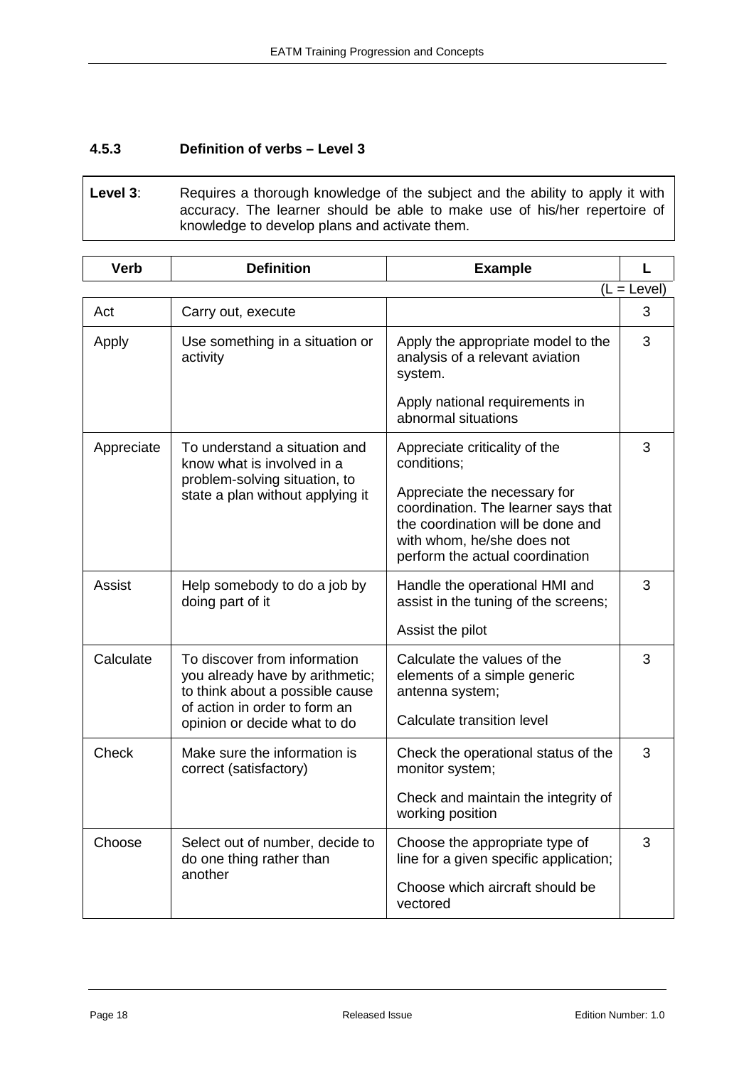### 4.5.3 Definition of verbs – Level 3

| **Level 3**: | Requires a thorough knowledge of the subject and the ability to apply it with accuracy. The learner should be able to make use of his/her repertoire of knowledge to develop plans and activate them. |
|---|---|

(L = Level)

| Verb | Definition | Example | L |
|---|---|---|---|
| Act | Carry out, execute | | 3 |
| Apply | Use something in a situation or activity | Apply the appropriate model to the analysis of a relevant aviation system.<br><br>Apply national requirements in abnormal situations | 3 |
| Appreciate | To understand a situation and know what is involved in a problem-solving situation, to state a plan without applying it | Appreciate criticality of the conditions;<br><br>Appreciate the necessary for coordination. The learner says that the coordination will be done and with whom, he/she does not perform the actual coordination | 3 |
| Assist | Help somebody to do a job by doing part of it | Handle the operational HMI and assist in the tuning of the screens;<br><br>Assist the pilot | 3 |
| Calculate | To discover from information you already have by arithmetic; to think about a possible cause of action in order to form an opinion or decide what to do | Calculate the values of the elements of a simple generic antenna system;<br><br>Calculate transition level | 3 |
| Check | Make sure the information is correct (satisfactory) | Check the operational status of the monitor system;<br><br>Check and maintain the integrity of working position | 3 |
| Choose | Select out of number, decide to do one thing rather than another | Choose the appropriate type of line for a given specific application;<br><br>Choose which aircraft should be vectored | 3 |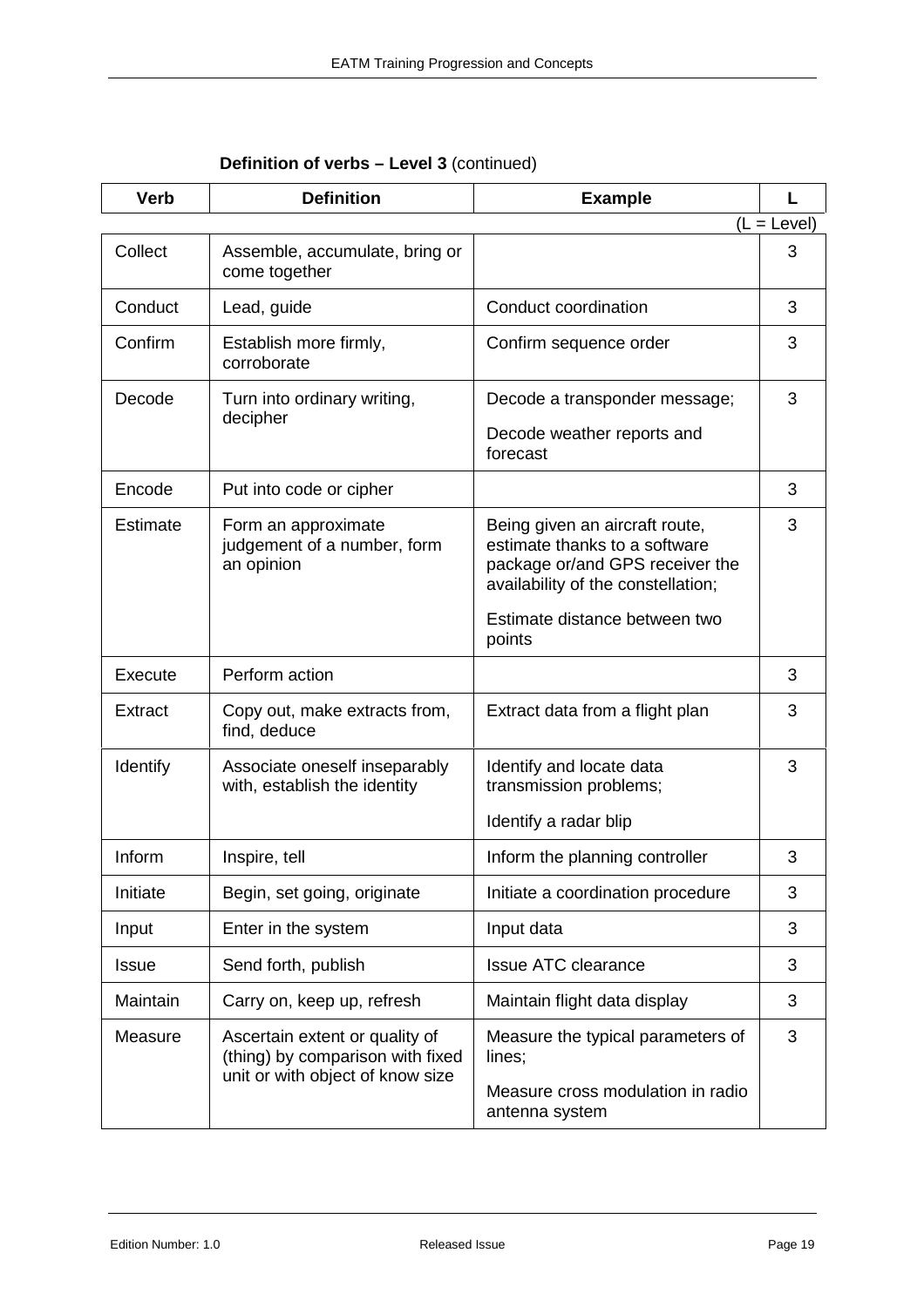**Definition of verbs – Level 3** (continued)

(L = Level)

| Verb | Definition | Example | L |
|---|---|---|---|
| Collect | Assemble, accumulate, bring or come together | | 3 |
| Conduct | Lead, guide | Conduct coordination | 3 |
| Confirm | Establish more firmly, corroborate | Confirm sequence order | 3 |
| Decode | Turn into ordinary writing, decipher | Decode a transponder message; Decode weather reports and forecast | 3 |
| Encode | Put into code or cipher | | 3 |
| Estimate | Form an approximate judgement of a number, form an opinion | Being given an aircraft route, estimate thanks to a software package or/and GPS receiver the availability of the constellation; Estimate distance between two points | 3 |
| Execute | Perform action | | 3 |
| Extract | Copy out, make extracts from, find, deduce | Extract data from a flight plan | 3 |
| Identify | Associate oneself inseparably with, establish the identity | Identify and locate data transmission problems; Identify a radar blip | 3 |
| Inform | Inspire, tell | Inform the planning controller | 3 |
| Initiate | Begin, set going, originate | Initiate a coordination procedure | 3 |
| Input | Enter in the system | Input data | 3 |
| Issue | Send forth, publish | Issue ATC clearance | 3 |
| Maintain | Carry on, keep up, refresh | Maintain flight data display | 3 |
| Measure | Ascertain extent or quality of (thing) by comparison with fixed unit or with object of know size | Measure the typical parameters of lines; Measure cross modulation in radio antenna system | 3 |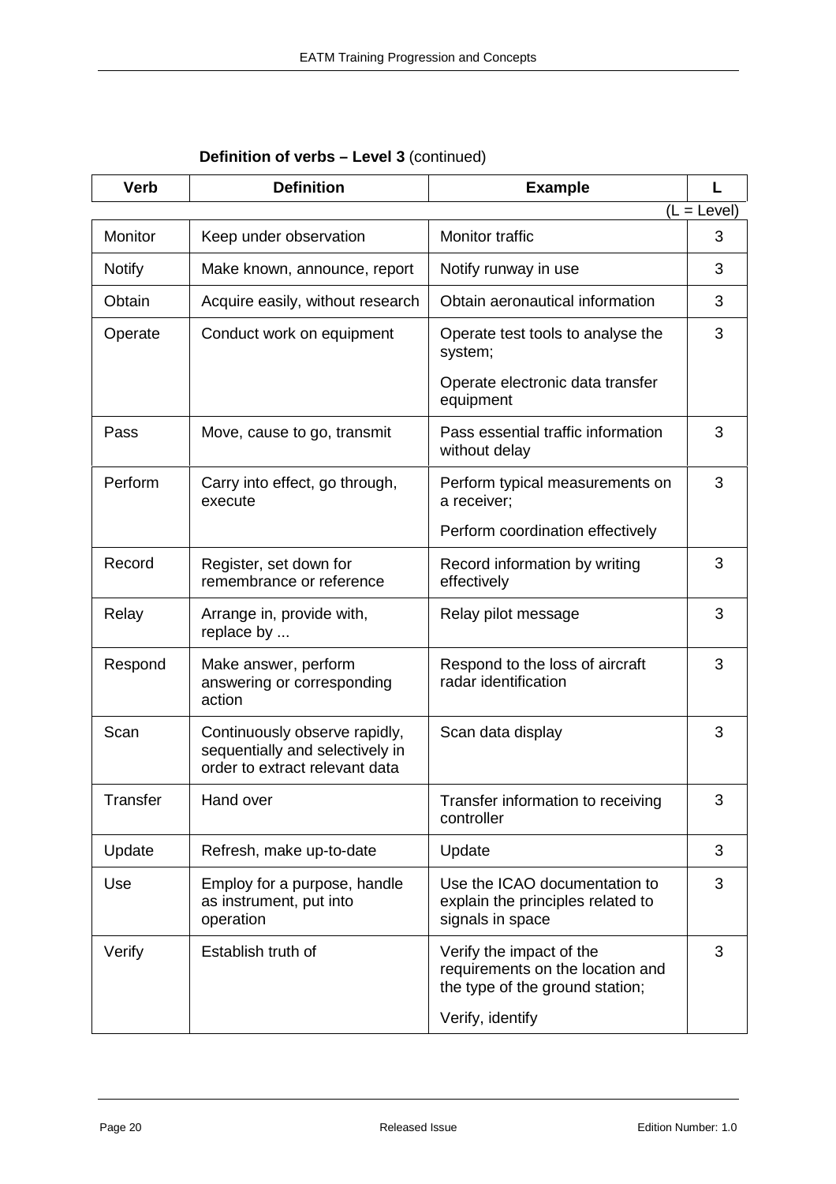**Definition of verbs – Level 3** (continued)

| Verb | Definition | Example | L |
|---|---|---|---|
| | | | (L = Level) |
| Monitor | Keep under observation | Monitor traffic | 3 |
| Notify | Make known, announce, report | Notify runway in use | 3 |
| Obtain | Acquire easily, without research | Obtain aeronautical information | 3 |
| Operate | Conduct work on equipment | Operate test tools to analyse the system;<br><br>Operate electronic data transfer equipment | 3 |
| Pass | Move, cause to go, transmit | Pass essential traffic information without delay | 3 |
| Perform | Carry into effect, go through, execute | Perform typical measurements on a receiver;<br><br>Perform coordination effectively | 3 |
| Record | Register, set down for remembrance or reference | Record information by writing effectively | 3 |
| Relay | Arrange in, provide with, replace by ... | Relay pilot message | 3 |
| Respond | Make answer, perform answering or corresponding action | Respond to the loss of aircraft radar identification | 3 |
| Scan | Continuously observe rapidly, sequentially and selectively in order to extract relevant data | Scan data display | 3 |
| Transfer | Hand over | Transfer information to receiving controller | 3 |
| Update | Refresh, make up-to-date | Update | 3 |
| Use | Employ for a purpose, handle as instrument, put into operation | Use the ICAO documentation to explain the principles related to signals in space | 3 |
| Verify | Establish truth of | Verify the impact of the requirements on the location and the type of the ground station;<br><br>Verify, identify | 3 |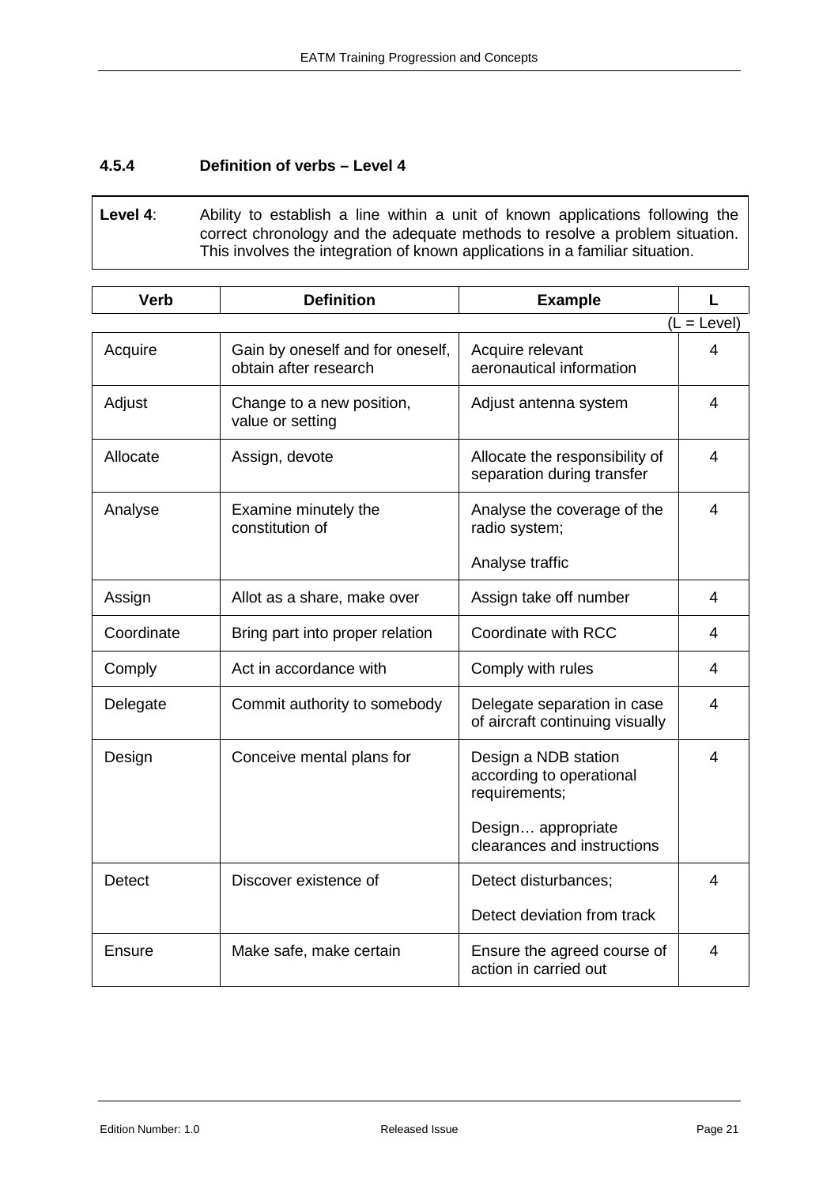### 4.5.4 Definition of verbs – Level 4

**Level 4**: Ability to establish a line within a unit of known applications following the correct chronology and the adequate methods to resolve a problem situation. This involves the integration of known applications in a familiar situation.

(L = Level)

| Verb | Definition | Example | L |
|---|---|---|---|
| Acquire | Gain by oneself and for oneself, obtain after research | Acquire relevant aeronautical information | 4 |
| Adjust | Change to a new position, value or setting | Adjust antenna system | 4 |
| Allocate | Assign, devote | Allocate the responsibility of separation during transfer | 4 |
| Analyse | Examine minutely the constitution of | Analyse the coverage of the radio system;<br><br>Analyse traffic | 4 |
| Assign | Allot as a share, make over | Assign take off number | 4 |
| Coordinate | Bring part into proper relation | Coordinate with RCC | 4 |
| Comply | Act in accordance with | Comply with rules | 4 |
| Delegate | Commit authority to somebody | Delegate separation in case of aircraft continuing visually | 4 |
| Design | Conceive mental plans for | Design a NDB station according to operational requirements;<br><br>Design… appropriate clearances and instructions | 4 |
| Detect | Discover existence of | Detect disturbances;<br><br>Detect deviation from track | 4 |
| Ensure | Make safe, make certain | Ensure the agreed course of action in carried out | 4 |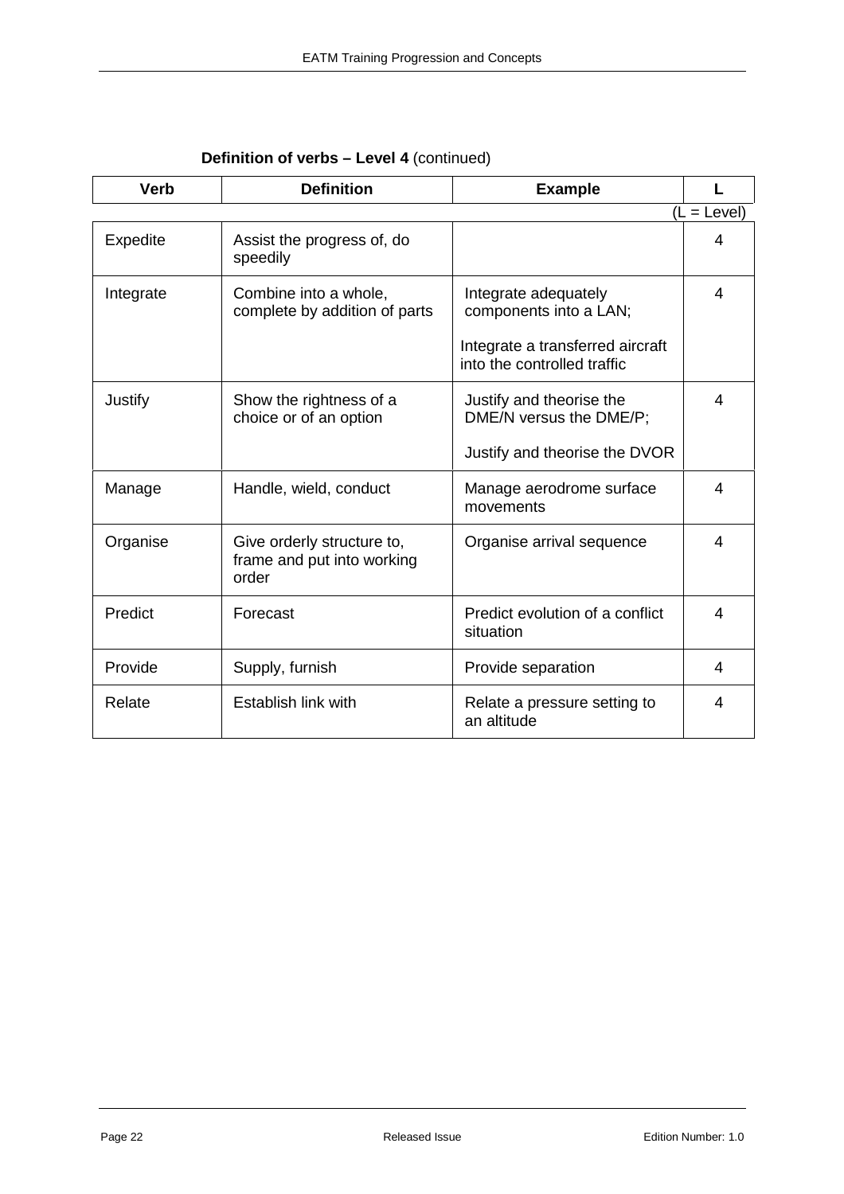**Definition of verbs – Level 4** (continued)

| Verb | Definition | Example | L |
|---|---|---|---|
| | | | (L = Level) |
| Expedite | Assist the progress of, do speedily | | 4 |
| Integrate | Combine into a whole, complete by addition of parts | Integrate adequately components into a LAN; Integrate a transferred aircraft into the controlled traffic | 4 |
| Justify | Show the rightness of a choice or of an option | Justify and theorise the DME/N versus the DME/P; Justify and theorise the DVOR | 4 |
| Manage | Handle, wield, conduct | Manage aerodrome surface movements | 4 |
| Organise | Give orderly structure to, frame and put into working order | Organise arrival sequence | 4 |
| Predict | Forecast | Predict evolution of a conflict situation | 4 |
| Provide | Supply, furnish | Provide separation | 4 |
| Relate | Establish link with | Relate a pressure setting to an altitude | 4 |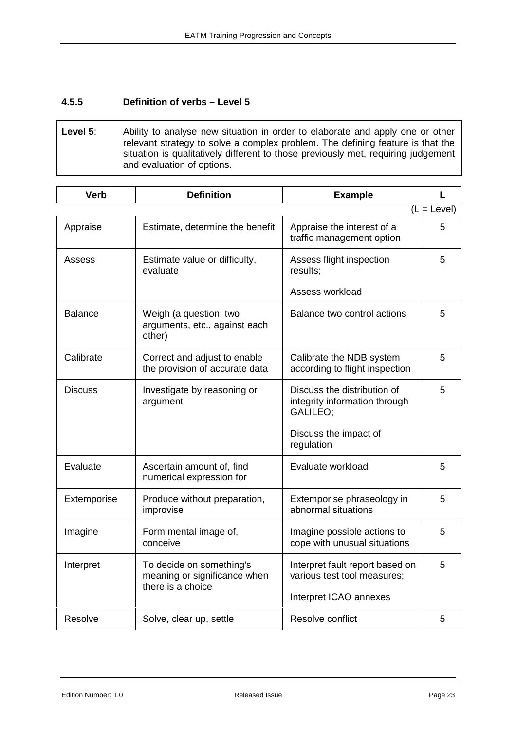### 4.5.5 Definition of verbs – Level 5

**Level 5**: Ability to analyse new situation in order to elaborate and apply one or other relevant strategy to solve a complex problem. The defining feature is that the situation is qualitatively different to those previously met, requiring judgement and evaluation of options.

| Verb | Definition | Example | L |
|---|---|---|---|
| Appraise | Estimate, determine the benefit | Appraise the interest of a traffic management option | 5 |
| Assess | Estimate value or difficulty, evaluate | Assess flight inspection results;<br>Assess workload | 5 |
| Balance | Weigh (a question, two arguments, etc., against each other) | Balance two control actions | 5 |
| Calibrate | Correct and adjust to enable the provision of accurate data | Calibrate the NDB system according to flight inspection | 5 |
| Discuss | Investigate by reasoning or argument | Discuss the distribution of integrity information through GALILEO;<br>Discuss the impact of regulation | 5 |
| Evaluate | Ascertain amount of, find numerical expression for | Evaluate workload | 5 |
| Extemporise | Produce without preparation, improvise | Extemporise phraseology in abnormal situations | 5 |
| Imagine | Form mental image of, conceive | Imagine possible actions to cope with unusual situations | 5 |
| Interpret | To decide on something's meaning or significance when there is a choice | Interpret fault report based on various test tool measures;<br>Interpret ICAO annexes | 5 |
| Resolve | Solve, clear up, settle | Resolve conflict | 5 |

(L = Level)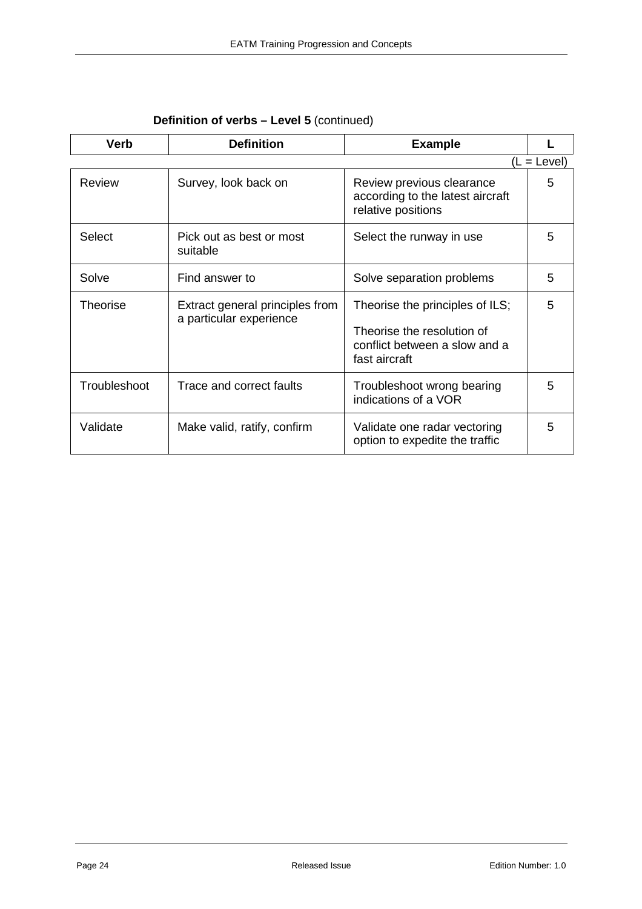**Definition of verbs – Level 5** (continued)

| Verb | Definition | Example | L |
|---|---|---|---|
| | | | (L = Level) |
| Review | Survey, look back on | Review previous clearance according to the latest aircraft relative positions | 5 |
| Select | Pick out as best or most suitable | Select the runway in use | 5 |
| Solve | Find answer to | Solve separation problems | 5 |
| Theorise | Extract general principles from a particular experience | Theorise the principles of ILS; Theorise the resolution of conflict between a slow and a fast aircraft | 5 |
| Troubleshoot | Trace and correct faults | Troubleshoot wrong bearing indications of a VOR | 5 |
| Validate | Make valid, ratify, confirm | Validate one radar vectoring option to expedite the traffic | 5 |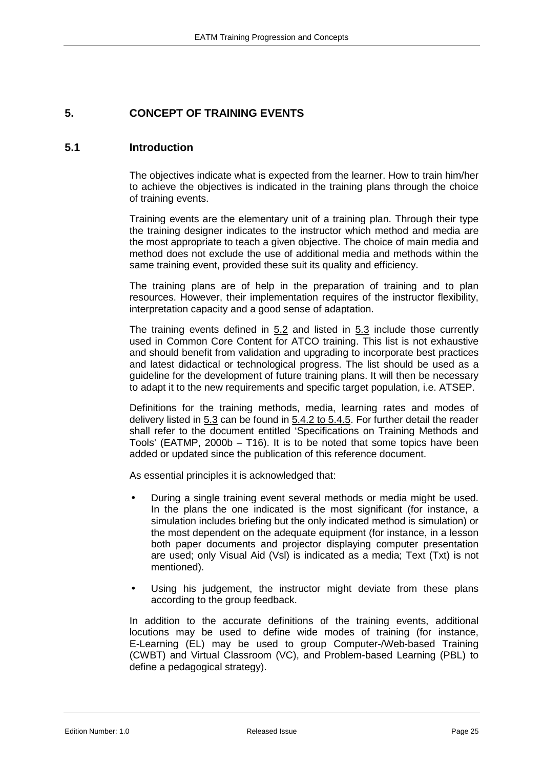# 5. CONCEPT OF TRAINING EVENTS

## 5.1 Introduction

The objectives indicate what is expected from the learner. How to train him/her to achieve the objectives is indicated in the training plans through the choice of training events.

Training events are the elementary unit of a training plan. Through their type the training designer indicates to the instructor which method and media are the most appropriate to teach a given objective. The choice of main media and method does not exclude the use of additional media and methods within the same training event, provided these suit its quality and efficiency.

The training plans are of help in the preparation of training and to plan resources. However, their implementation requires of the instructor flexibility, interpretation capacity and a good sense of adaptation.

The training events defined in 5.2 and listed in 5.3 include those currently used in Common Core Content for ATCO training. This list is not exhaustive and should benefit from validation and upgrading to incorporate best practices and latest didactical or technological progress. The list should be used as a guideline for the development of future training plans. It will then be necessary to adapt it to the new requirements and specific target population, i.e. ATSEP.

Definitions for the training methods, media, learning rates and modes of delivery listed in 5.3 can be found in 5.4.2 to 5.4.5. For further detail the reader shall refer to the document entitled 'Specifications on Training Methods and Tools' (EATMP, 2000b – T16). It is to be noted that some topics have been added or updated since the publication of this reference document.

As essential principles it is acknowledged that:

- During a single training event several methods or media might be used. In the plans the one indicated is the most significant (for instance, a simulation includes briefing but the only indicated method is simulation) or the most dependent on the adequate equipment (for instance, in a lesson both paper documents and projector displaying computer presentation are used; only Visual Aid (Vsl) is indicated as a media; Text (Txt) is not mentioned).
- Using his judgement, the instructor might deviate from these plans according to the group feedback.

In addition to the accurate definitions of the training events, additional locutions may be used to define wide modes of training (for instance, E-Learning (EL) may be used to group Computer-/Web-based Training (CWBT) and Virtual Classroom (VC), and Problem-based Learning (PBL) to define a pedagogical strategy).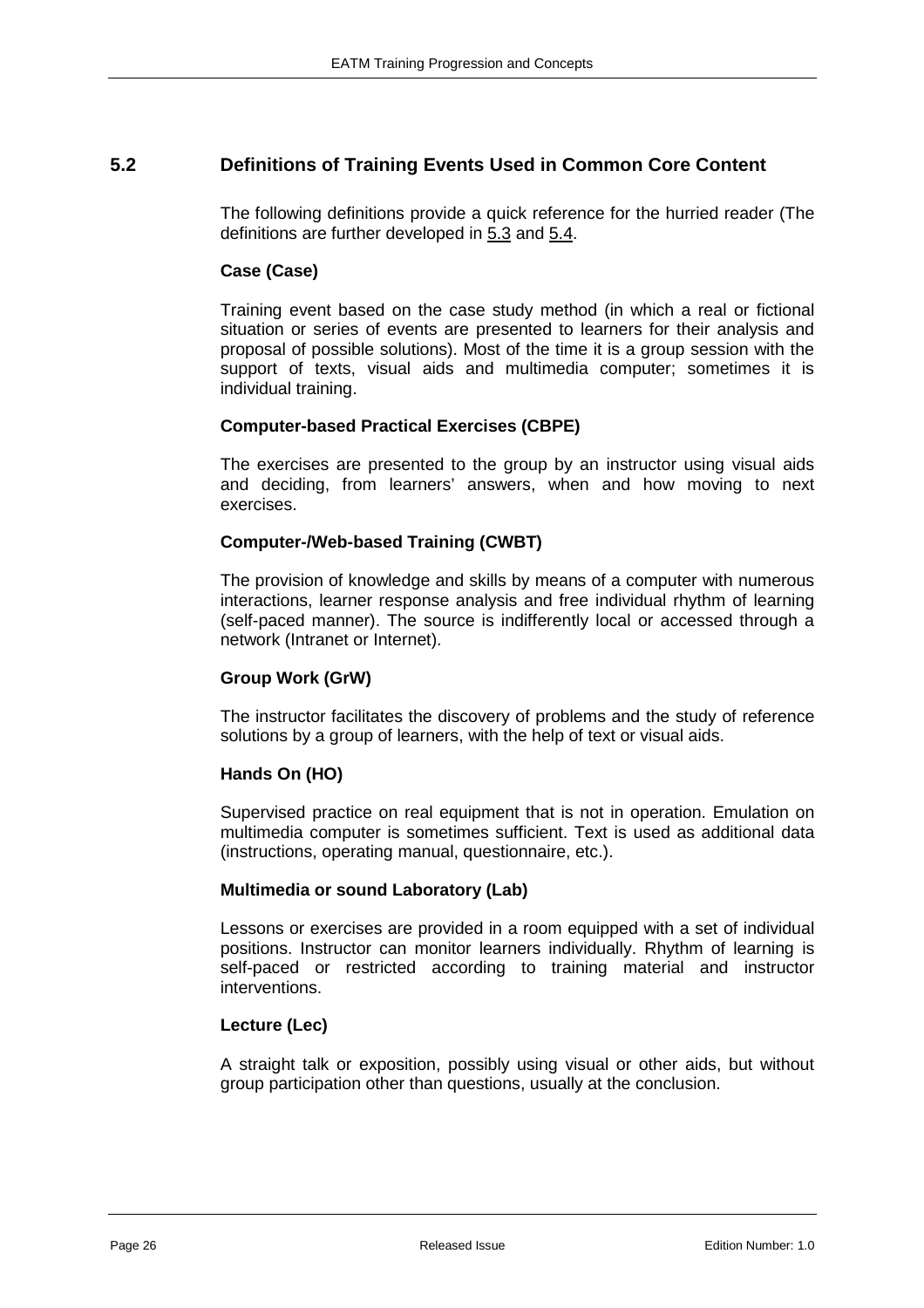## 5.2 Definitions of Training Events Used in Common Core Content

The following definitions provide a quick reference for the hurried reader (The definitions are further developed in 5.3 and 5.4.

**Case (Case)**

Training event based on the case study method (in which a real or fictional situation or series of events are presented to learners for their analysis and proposal of possible solutions). Most of the time it is a group session with the support of texts, visual aids and multimedia computer; sometimes it is individual training.

**Computer-based Practical Exercises (CBPE)**

The exercises are presented to the group by an instructor using visual aids and deciding, from learners' answers, when and how moving to next exercises.

**Computer-/Web-based Training (CWBT)**

The provision of knowledge and skills by means of a computer with numerous interactions, learner response analysis and free individual rhythm of learning (self-paced manner). The source is indifferently local or accessed through a network (Intranet or Internet).

**Group Work (GrW)**

The instructor facilitates the discovery of problems and the study of reference solutions by a group of learners, with the help of text or visual aids.

**Hands On (HO)**

Supervised practice on real equipment that is not in operation. Emulation on multimedia computer is sometimes sufficient. Text is used as additional data (instructions, operating manual, questionnaire, etc.).

**Multimedia or sound Laboratory (Lab)**

Lessons or exercises are provided in a room equipped with a set of individual positions. Instructor can monitor learners individually. Rhythm of learning is self-paced or restricted according to training material and instructor interventions.

**Lecture (Lec)**

A straight talk or exposition, possibly using visual or other aids, but without group participation other than questions, usually at the conclusion.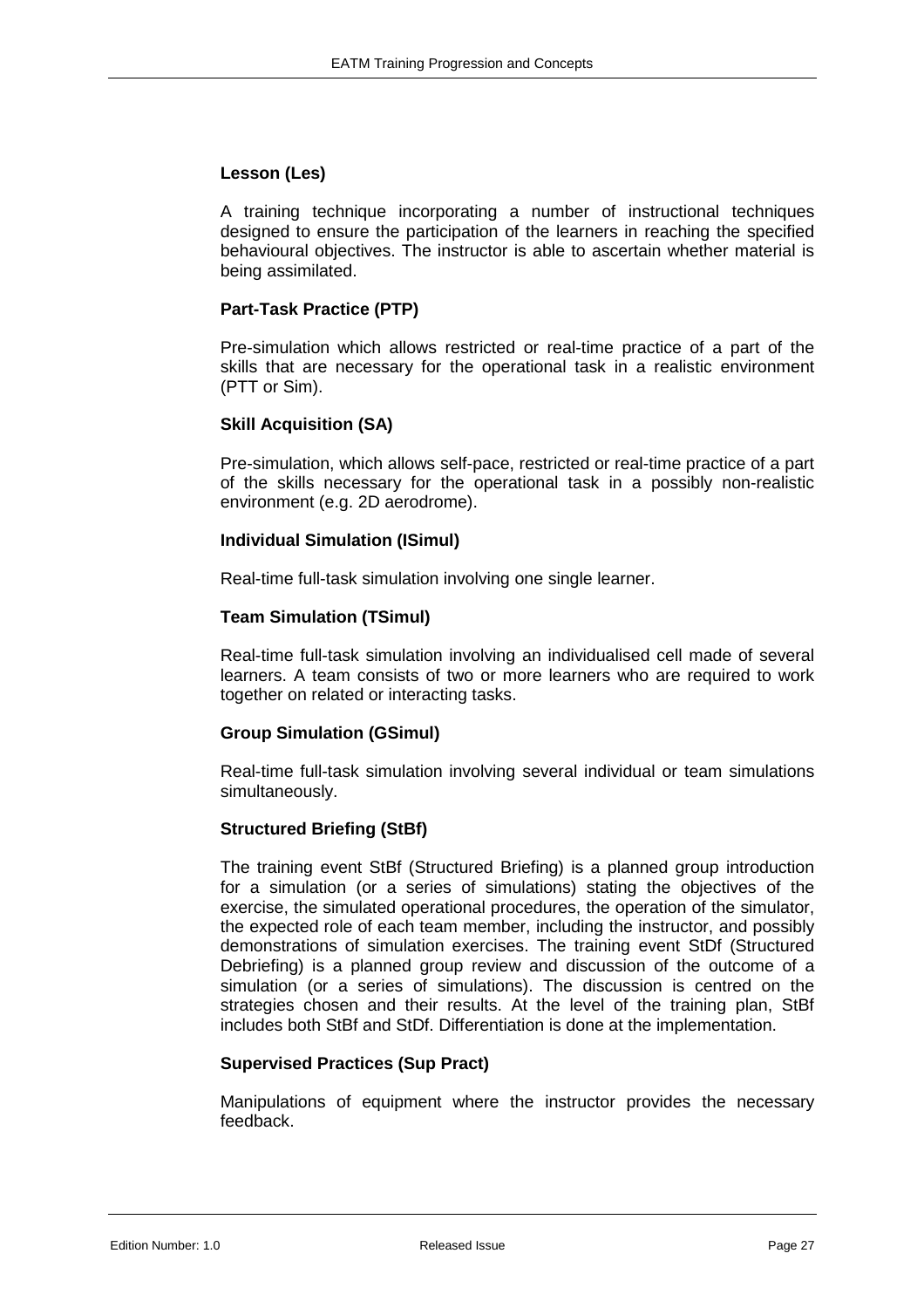**Lesson (Les)**

A training technique incorporating a number of instructional techniques designed to ensure the participation of the learners in reaching the specified behavioural objectives. The instructor is able to ascertain whether material is being assimilated.

**Part-Task Practice (PTP)**

Pre-simulation which allows restricted or real-time practice of a part of the skills that are necessary for the operational task in a realistic environment (PTT or Sim).

**Skill Acquisition (SA)**

Pre-simulation, which allows self-pace, restricted or real-time practice of a part of the skills necessary for the operational task in a possibly non-realistic environment (e.g. 2D aerodrome).

**Individual Simulation (ISimul)**

Real-time full-task simulation involving one single learner.

**Team Simulation (TSimul)**

Real-time full-task simulation involving an individualised cell made of several learners. A team consists of two or more learners who are required to work together on related or interacting tasks.

**Group Simulation (GSimul)**

Real-time full-task simulation involving several individual or team simulations simultaneously.

**Structured Briefing (StBf)**

The training event StBf (Structured Briefing) is a planned group introduction for a simulation (or a series of simulations) stating the objectives of the exercise, the simulated operational procedures, the operation of the simulator, the expected role of each team member, including the instructor, and possibly demonstrations of simulation exercises. The training event StDf (Structured Debriefing) is a planned group review and discussion of the outcome of a simulation (or a series of simulations). The discussion is centred on the strategies chosen and their results. At the level of the training plan, StBf includes both StBf and StDf. Differentiation is done at the implementation.

**Supervised Practices (Sup Pract)**

Manipulations of equipment where the instructor provides the necessary feedback.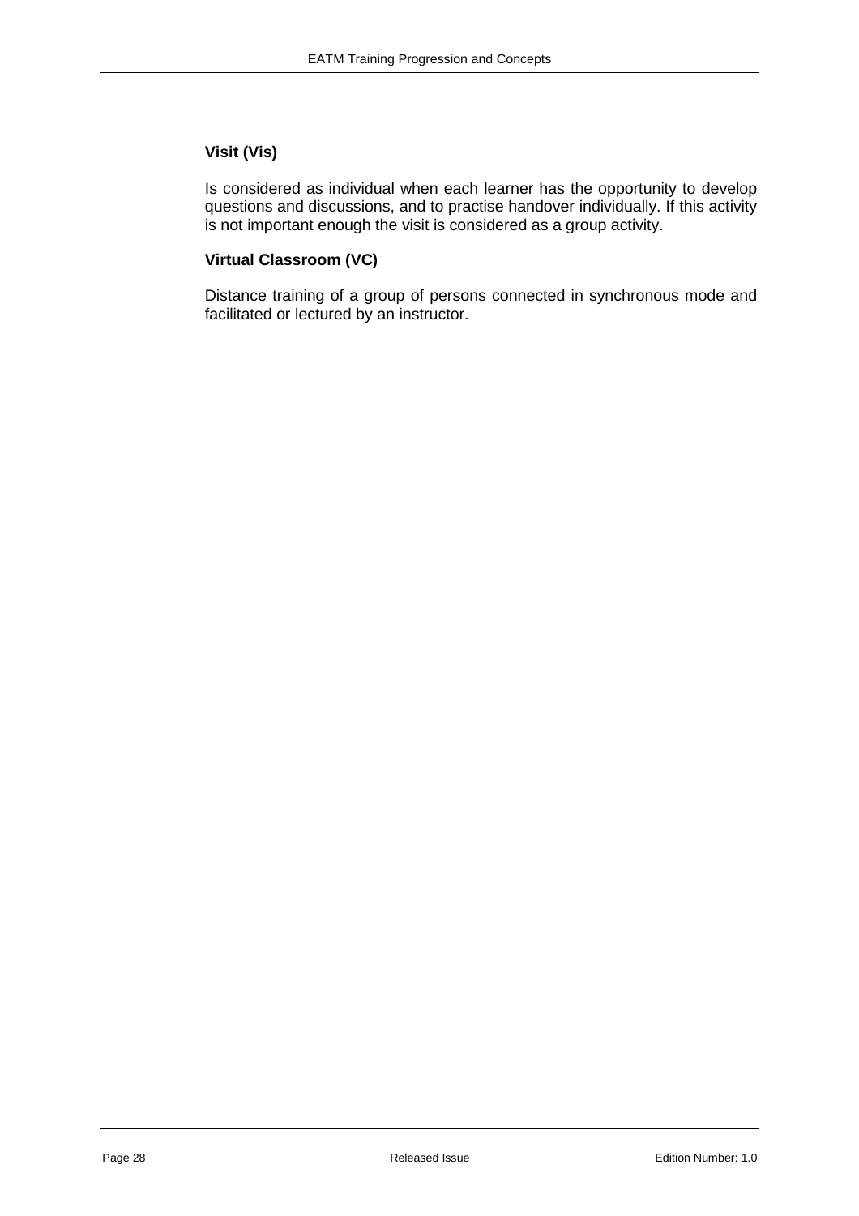**Visit (Vis)**

Is considered as individual when each learner has the opportunity to develop questions and discussions, and to practise handover individually. If this activity is not important enough the visit is considered as a group activity.

**Virtual Classroom (VC)**

Distance training of a group of persons connected in synchronous mode and facilitated or lectured by an instructor.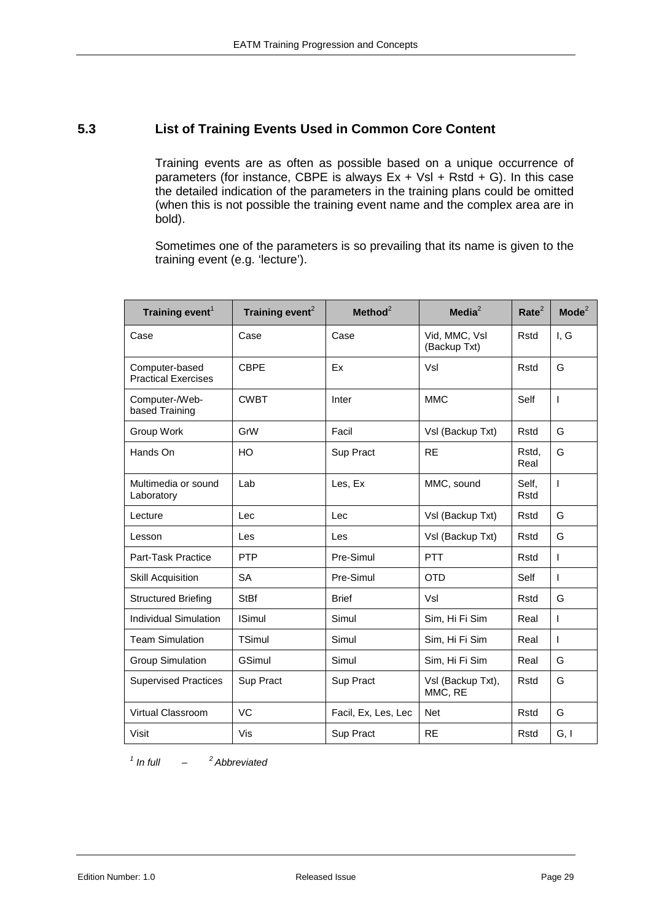## 5.3 List of Training Events Used in Common Core Content

Training events are as often as possible based on a unique occurrence of parameters (for instance, CBPE is always Ex + Vsl + Rstd + G). In this case the detailed indication of the parameters in the training plans could be omitted (when this is not possible the training event name and the complex area are in bold).

Sometimes one of the parameters is so prevailing that its name is given to the training event (e.g. 'lecture').

| Training event[1] | Training event[2] | Method[2] | Media[2] | Rate[2] | Mode[2] |
|---|---|---|---|---|---|
| Case | Case | Case | Vid, MMC, Vsl (Backup Txt) | Rstd | I, G |
| Computer-based Practical Exercises | CBPE | Ex | Vsl | Rstd | G |
| Computer-/Web-based Training | CWBT | Inter | MMC | Self | I |
| Group Work | GrW | Facil | Vsl (Backup Txt) | Rstd | G |
| Hands On | HO | Sup Pract | RE | Rstd, Real | G |
| Multimedia or sound Laboratory | Lab | Les, Ex | MMC, sound | Self, Rstd | I |
| Lecture | Lec | Lec | Vsl (Backup Txt) | Rstd | G |
| Lesson | Les | Les | Vsl (Backup Txt) | Rstd | G |
| Part-Task Practice | PTP | Pre-Simul | PTT | Rstd | I |
| Skill Acquisition | SA | Pre-Simul | OTD | Self | I |
| Structured Briefing | StBf | Brief | Vsl | Rstd | G |
| Individual Simulation | ISimul | Simul | Sim, Hi Fi Sim | Real | I |
| Team Simulation | TSimul | Simul | Sim, Hi Fi Sim | Real | I |
| Group Simulation | GSimul | Simul | Sim, Hi Fi Sim | Real | G |
| Supervised Practices | Sup Pract | Sup Pract | Vsl (Backup Txt), MMC, RE | Rstd | G |
| Virtual Classroom | VC | Facil, Ex, Les, Lec | Net | Rstd | G |
| Visit | Vis | Sup Pract | RE | Rstd | G, I |

*[1] In full – [2] Abbreviated*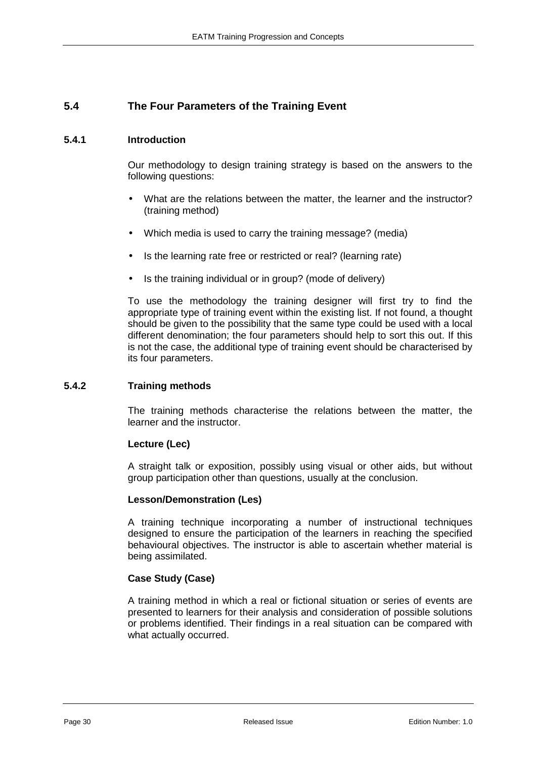## 5.4 The Four Parameters of the Training Event

### 5.4.1 Introduction

Our methodology to design training strategy is based on the answers to the following questions:

- What are the relations between the matter, the learner and the instructor? (training method)
- Which media is used to carry the training message? (media)
- Is the learning rate free or restricted or real? (learning rate)
- Is the training individual or in group? (mode of delivery)

To use the methodology the training designer will first try to find the appropriate type of training event within the existing list. If not found, a thought should be given to the possibility that the same type could be used with a local different denomination; the four parameters should help to sort this out. If this is not the case, the additional type of training event should be characterised by its four parameters.

### 5.4.2 Training methods

The training methods characterise the relations between the matter, the learner and the instructor.

**Lecture (Lec)**

A straight talk or exposition, possibly using visual or other aids, but without group participation other than questions, usually at the conclusion.

**Lesson/Demonstration (Les)**

A training technique incorporating a number of instructional techniques designed to ensure the participation of the learners in reaching the specified behavioural objectives. The instructor is able to ascertain whether material is being assimilated.

**Case Study (Case)**

A training method in which a real or fictional situation or series of events are presented to learners for their analysis and consideration of possible solutions or problems identified. Their findings in a real situation can be compared with what actually occurred.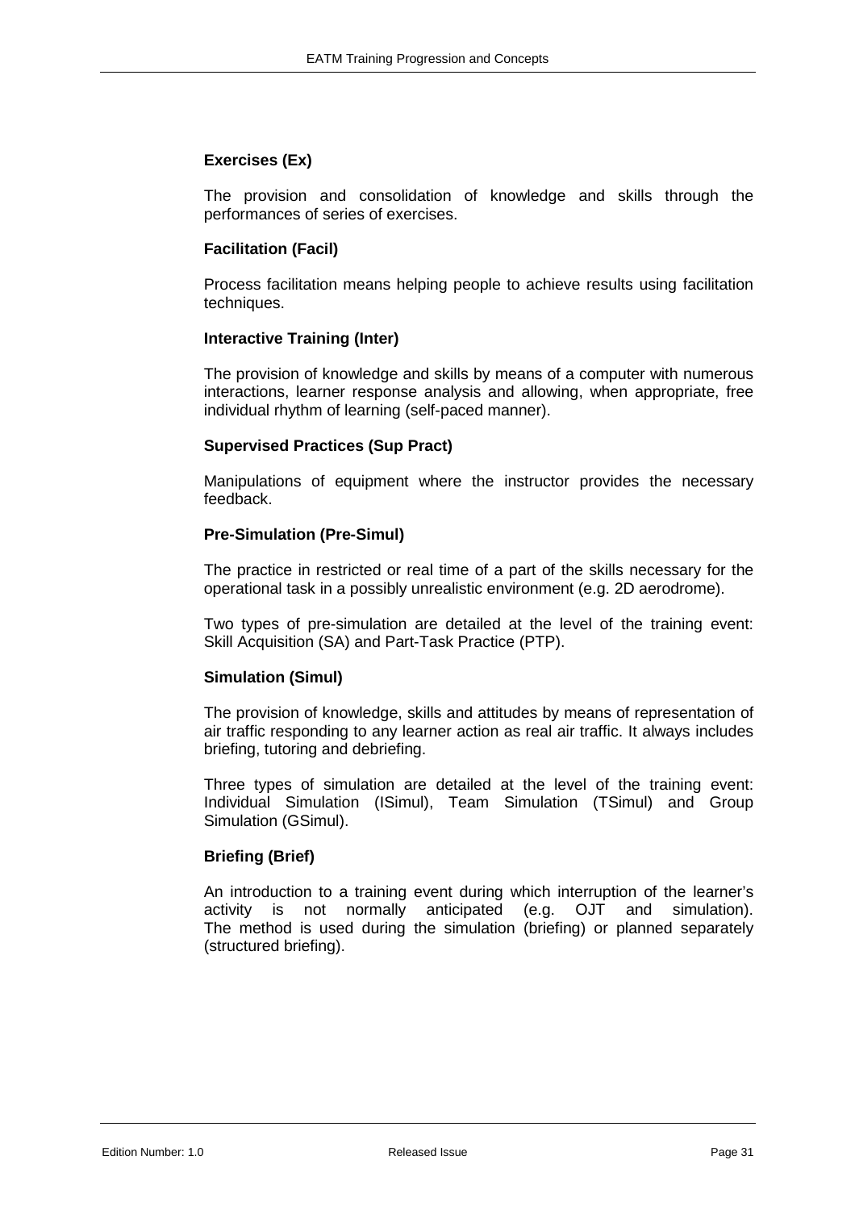**Exercises (Ex)**

The provision and consolidation of knowledge and skills through the performances of series of exercises.

**Facilitation (Facil)**

Process facilitation means helping people to achieve results using facilitation techniques.

**Interactive Training (Inter)**

The provision of knowledge and skills by means of a computer with numerous interactions, learner response analysis and allowing, when appropriate, free individual rhythm of learning (self-paced manner).

**Supervised Practices (Sup Pract)**

Manipulations of equipment where the instructor provides the necessary feedback.

**Pre-Simulation (Pre-Simul)**

The practice in restricted or real time of a part of the skills necessary for the operational task in a possibly unrealistic environment (e.g. 2D aerodrome).

Two types of pre-simulation are detailed at the level of the training event: Skill Acquisition (SA) and Part-Task Practice (PTP).

**Simulation (Simul)**

The provision of knowledge, skills and attitudes by means of representation of air traffic responding to any learner action as real air traffic. It always includes briefing, tutoring and debriefing.

Three types of simulation are detailed at the level of the training event: Individual Simulation (ISimul), Team Simulation (TSimul) and Group Simulation (GSimul).

**Briefing (Brief)**

An introduction to a training event during which interruption of the learner's activity is not normally anticipated (e.g. OJT and simulation). The method is used during the simulation (briefing) or planned separately (structured briefing).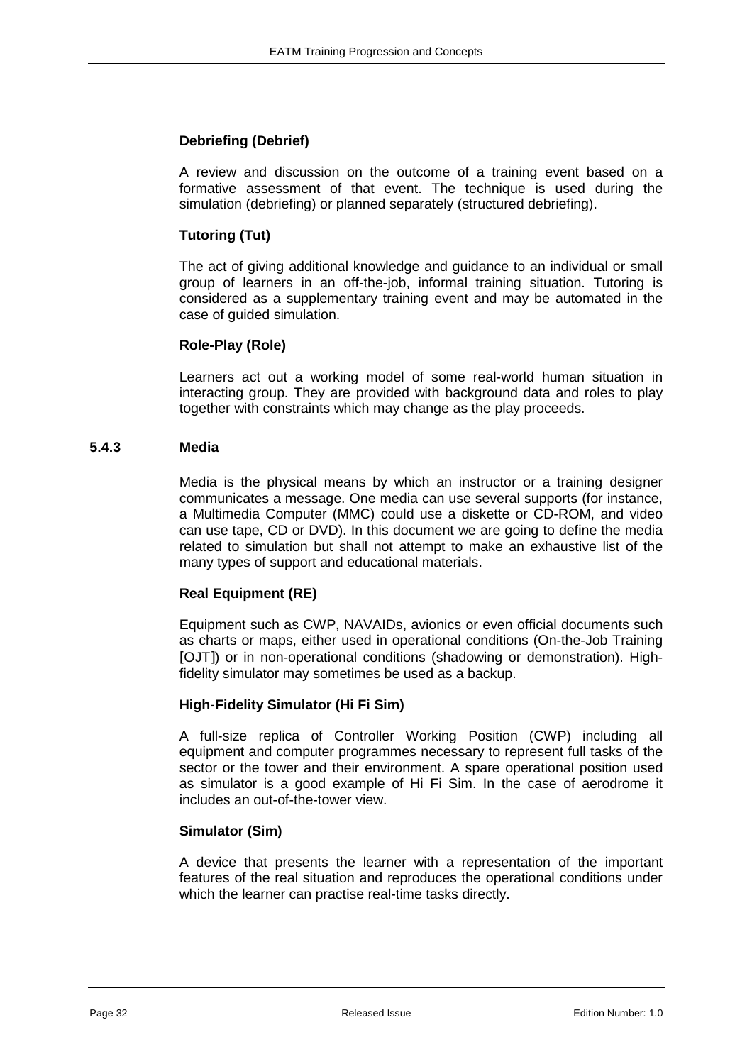**Debriefing (Debrief)**

A review and discussion on the outcome of a training event based on a formative assessment of that event. The technique is used during the simulation (debriefing) or planned separately (structured debriefing).

**Tutoring (Tut)**

The act of giving additional knowledge and guidance to an individual or small group of learners in an off-the-job, informal training situation. Tutoring is considered as a supplementary training event and may be automated in the case of guided simulation.

**Role-Play (Role)**

Learners act out a working model of some real-world human situation in interacting group. They are provided with background data and roles to play together with constraints which may change as the play proceeds.

### 5.4.3 Media

Media is the physical means by which an instructor or a training designer communicates a message. One media can use several supports (for instance, a Multimedia Computer (MMC) could use a diskette or CD-ROM, and video can use tape, CD or DVD). In this document we are going to define the media related to simulation but shall not attempt to make an exhaustive list of the many types of support and educational materials.

**Real Equipment (RE)**

Equipment such as CWP, NAVAIDs, avionics or even official documents such as charts or maps, either used in operational conditions (On-the-Job Training [OJT]) or in non-operational conditions (shadowing or demonstration). High-fidelity simulator may sometimes be used as a backup.

**High-Fidelity Simulator (Hi Fi Sim)**

A full-size replica of Controller Working Position (CWP) including all equipment and computer programmes necessary to represent full tasks of the sector or the tower and their environment. A spare operational position used as simulator is a good example of Hi Fi Sim. In the case of aerodrome it includes an out-of-the-tower view.

**Simulator (Sim)**

A device that presents the learner with a representation of the important features of the real situation and reproduces the operational conditions under which the learner can practise real-time tasks directly.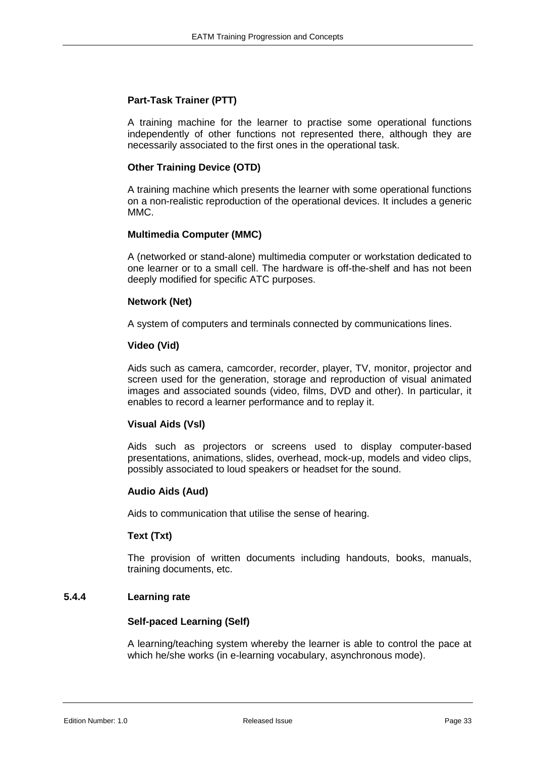**Part-Task Trainer (PTT)**

A training machine for the learner to practise some operational functions independently of other functions not represented there, although they are necessarily associated to the first ones in the operational task.

**Other Training Device (OTD)**

A training machine which presents the learner with some operational functions on a non-realistic reproduction of the operational devices. It includes a generic MMC.

**Multimedia Computer (MMC)**

A (networked or stand-alone) multimedia computer or workstation dedicated to one learner or to a small cell. The hardware is off-the-shelf and has not been deeply modified for specific ATC purposes.

**Network (Net)**

A system of computers and terminals connected by communications lines.

**Video (Vid)**

Aids such as camera, camcorder, recorder, player, TV, monitor, projector and screen used for the generation, storage and reproduction of visual animated images and associated sounds (video, films, DVD and other). In particular, it enables to record a learner performance and to replay it.

**Visual Aids (Vsl)**

Aids such as projectors or screens used to display computer-based presentations, animations, slides, overhead, mock-up, models and video clips, possibly associated to loud speakers or headset for the sound.

**Audio Aids (Aud)**

Aids to communication that utilise the sense of hearing.

**Text (Txt)**

The provision of written documents including handouts, books, manuals, training documents, etc.

### 5.4.4 Learning rate

**Self-paced Learning (Self)**

A learning/teaching system whereby the learner is able to control the pace at which he/she works (in e-learning vocabulary, asynchronous mode).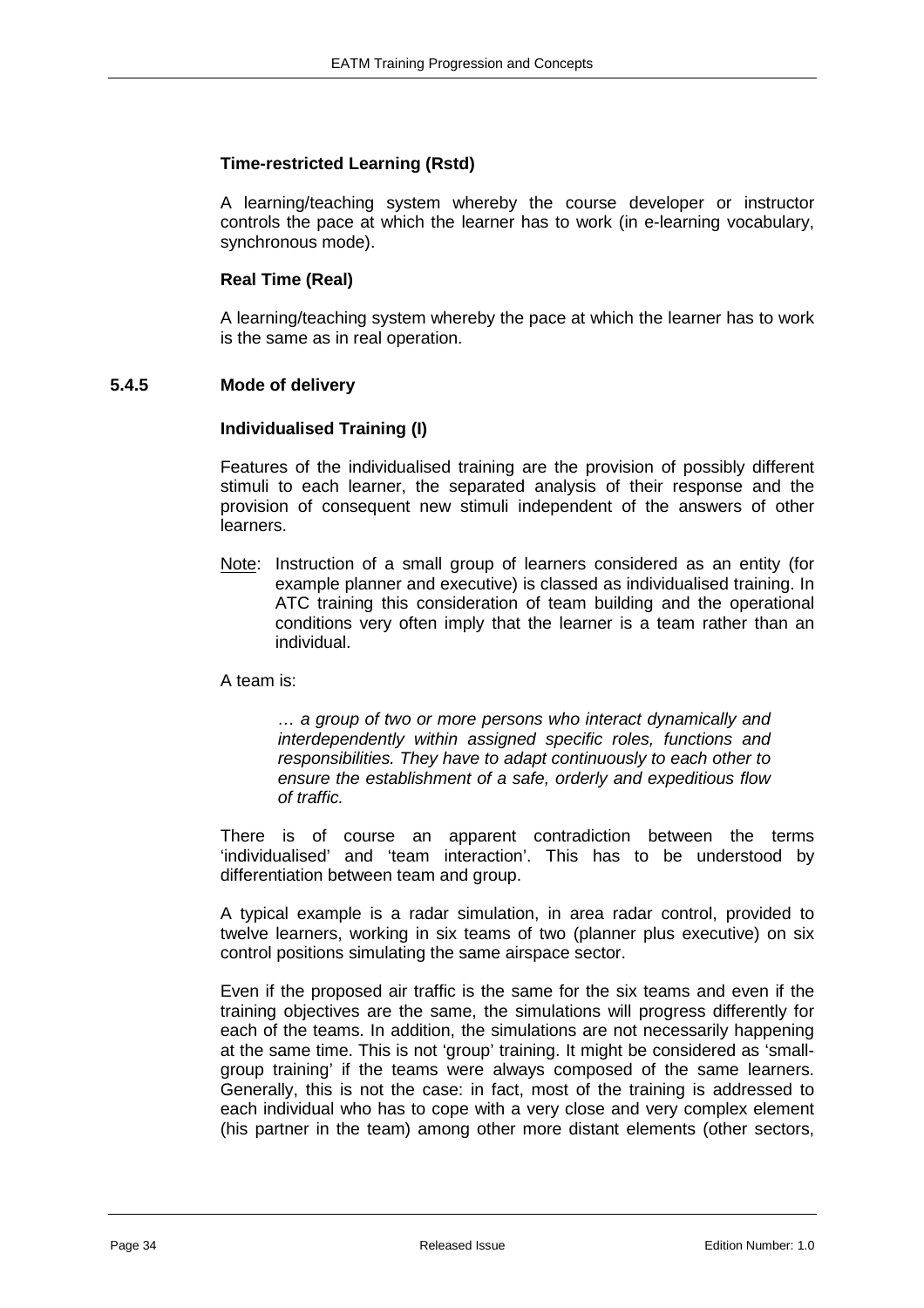**Time-restricted Learning (Rstd)**

A learning/teaching system whereby the course developer or instructor controls the pace at which the learner has to work (in e-learning vocabulary, synchronous mode).

**Real Time (Real)**

A learning/teaching system whereby the pace at which the learner has to work is the same as in real operation.

### 5.4.5 Mode of delivery

**Individualised Training (I)**

Features of the individualised training are the provision of possibly different stimuli to each learner, the separated analysis of their response and the provision of consequent new stimuli independent of the answers of other learners.

Note: Instruction of a small group of learners considered as an entity (for example planner and executive) is classed as individualised training. In ATC training this consideration of team building and the operational conditions very often imply that the learner is a team rather than an individual.

A team is:

> *… a group of two or more persons who interact dynamically and interdependently within assigned specific roles, functions and responsibilities. They have to adapt continuously to each other to ensure the establishment of a safe, orderly and expeditious flow of traffic.*

There is of course an apparent contradiction between the terms 'individualised' and 'team interaction'. This has to be understood by differentiation between team and group.

A typical example is a radar simulation, in area radar control, provided to twelve learners, working in six teams of two (planner plus executive) on six control positions simulating the same airspace sector.

Even if the proposed air traffic is the same for the six teams and even if the training objectives are the same, the simulations will progress differently for each of the teams. In addition, the simulations are not necessarily happening at the same time. This is not 'group' training. It might be considered as 'small-group training' if the teams were always composed of the same learners. Generally, this is not the case: in fact, most of the training is addressed to each individual who has to cope with a very close and very complex element (his partner in the team) among other more distant elements (other sectors,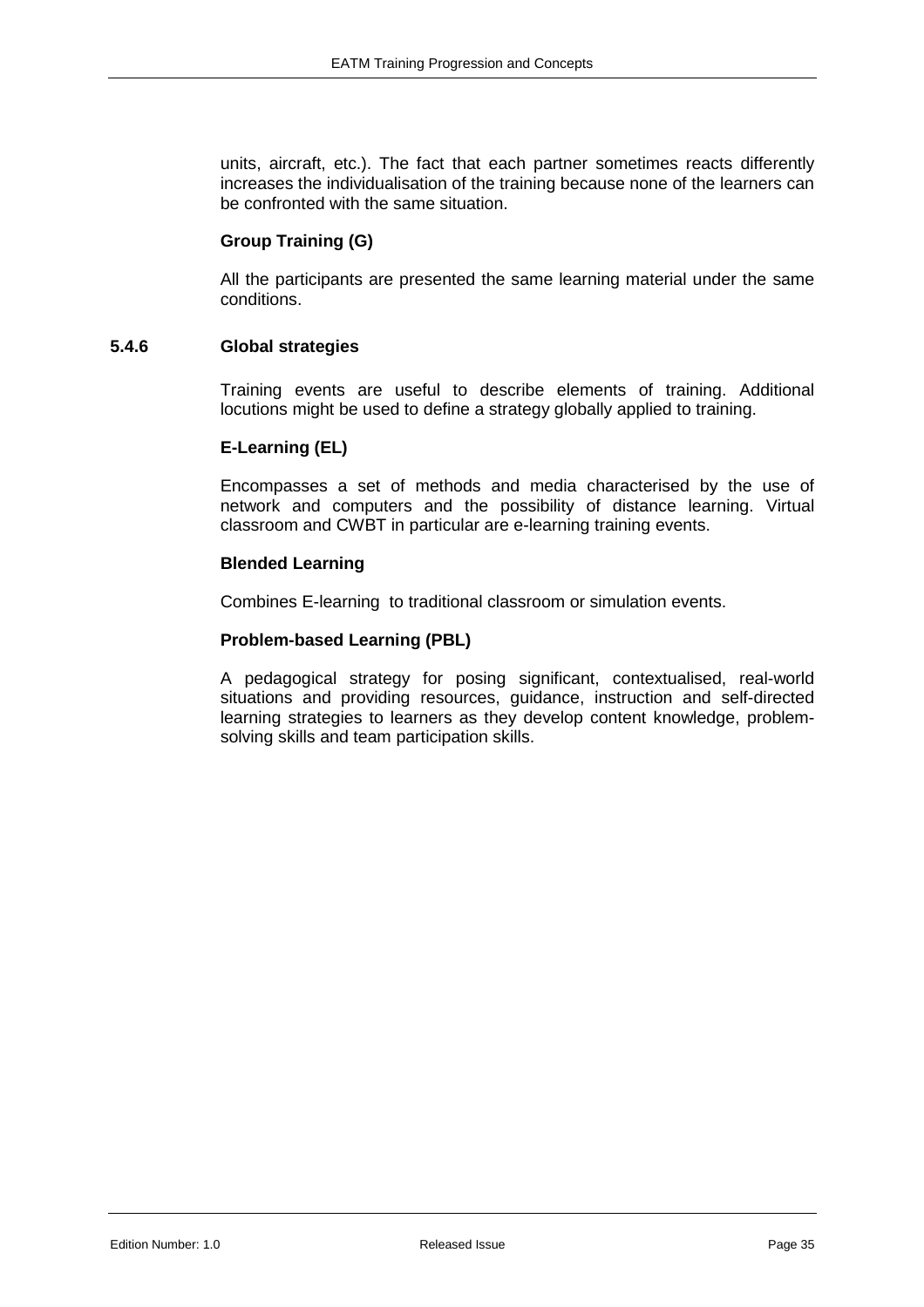units, aircraft, etc.). The fact that each partner sometimes reacts differently increases the individualisation of the training because none of the learners can be confronted with the same situation.

**Group Training (G)**

All the participants are presented the same learning material under the same conditions.

### 5.4.6 Global strategies

Training events are useful to describe elements of training. Additional locutions might be used to define a strategy globally applied to training.

**E-Learning (EL)**

Encompasses a set of methods and media characterised by the use of network and computers and the possibility of distance learning. Virtual classroom and CWBT in particular are e-learning training events.

**Blended Learning**

Combines E-learning to traditional classroom or simulation events.

**Problem-based Learning (PBL)**

A pedagogical strategy for posing significant, contextualised, real-world situations and providing resources, guidance, instruction and self-directed learning strategies to learners as they develop content knowledge, problem-solving skills and team participation skills.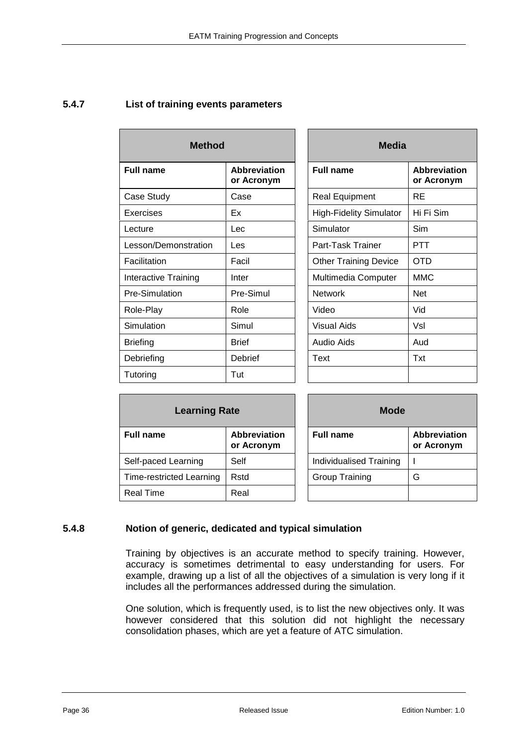### 5.4.7 List of training events parameters

| Method | |
|---|---|
| **Full name** | **Abbreviation or Acronym** |
| Case Study | Case |
| Exercises | Ex |
| Lecture | Lec |
| Lesson/Demonstration | Les |
| Facilitation | Facil |
| Interactive Training | Inter |
| Pre-Simulation | Pre-Simul |
| Role-Play | Role |
| Simulation | Simul |
| Briefing | Brief |
| Debriefing | Debrief |
| Tutoring | Tut |

| Media | |
|---|---|
| **Full name** | **Abbreviation or Acronym** |
| Real Equipment | RE |
| High-Fidelity Simulator | Hi Fi Sim |
| Simulator | Sim |
| Part-Task Trainer | PTT |
| Other Training Device | OTD |
| Multimedia Computer | MMC |
| Network | Net |
| Video | Vid |
| Visual Aids | Vsl |
| Audio Aids | Aud |
| Text | Txt |

| Learning Rate | |
|---|---|
| **Full name** | **Abbreviation or Acronym** |
| Self-paced Learning | Self |
| Time-restricted Learning | Rstd |
| Real Time | Real |

| Mode | |
|---|---|
| **Full name** | **Abbreviation or Acronym** |
| Individualised Training | I |
| Group Training | G |

### 5.4.8 Notion of generic, dedicated and typical simulation

Training by objectives is an accurate method to specify training. However, accuracy is sometimes detrimental to easy understanding for users. For example, drawing up a list of all the objectives of a simulation is very long if it includes all the performances addressed during the simulation.

One solution, which is frequently used, is to list the new objectives only. It was however considered that this solution did not highlight the necessary consolidation phases, which are yet a feature of ATC simulation.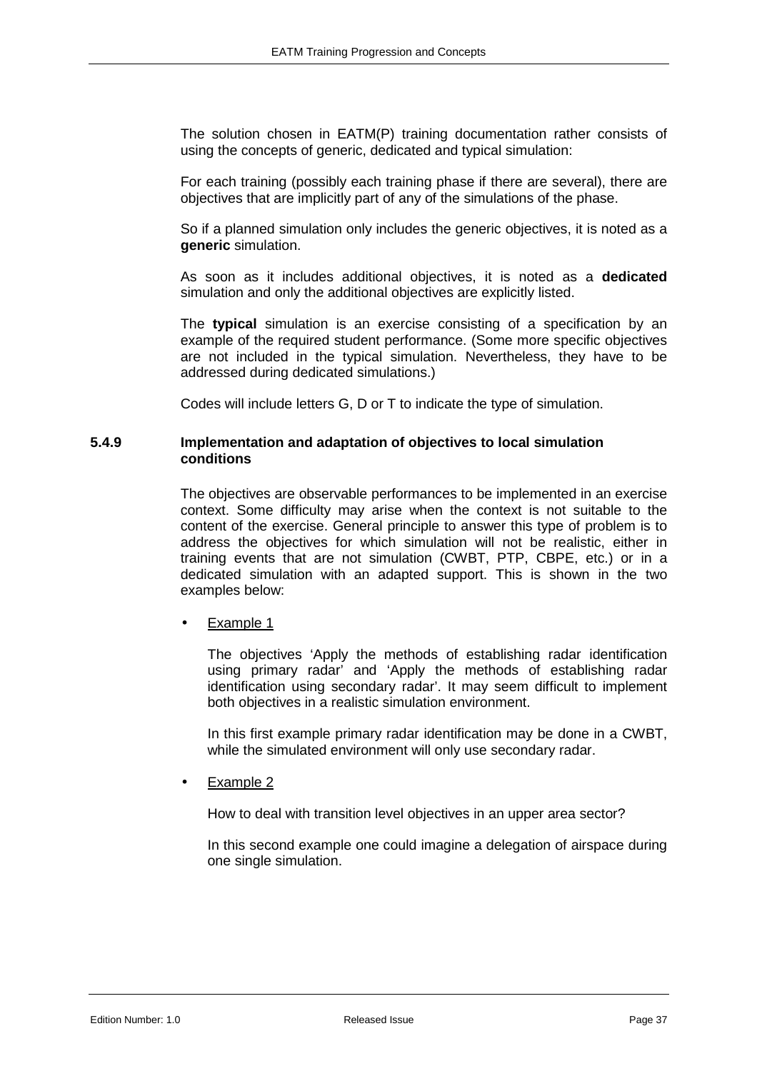The solution chosen in EATM(P) training documentation rather consists of using the concepts of generic, dedicated and typical simulation:

For each training (possibly each training phase if there are several), there are objectives that are implicitly part of any of the simulations of the phase.

So if a planned simulation only includes the generic objectives, it is noted as a **generic** simulation.

As soon as it includes additional objectives, it is noted as a **dedicated** simulation and only the additional objectives are explicitly listed.

The **typical** simulation is an exercise consisting of a specification by an example of the required student performance. (Some more specific objectives are not included in the typical simulation. Nevertheless, they have to be addressed during dedicated simulations.)

Codes will include letters G, D or T to indicate the type of simulation.

### 5.4.9 Implementation and adaptation of objectives to local simulation conditions

The objectives are observable performances to be implemented in an exercise context. Some difficulty may arise when the context is not suitable to the content of the exercise. General principle to answer this type of problem is to address the objectives for which simulation will not be realistic, either in training events that are not simulation (CWBT, PTP, CBPE, etc.) or in a dedicated simulation with an adapted support. This is shown in the two examples below:

- Example 1

  The objectives 'Apply the methods of establishing radar identification using primary radar' and 'Apply the methods of establishing radar identification using secondary radar'. It may seem difficult to implement both objectives in a realistic simulation environment.

  In this first example primary radar identification may be done in a CWBT, while the simulated environment will only use secondary radar.

- Example 2

  How to deal with transition level objectives in an upper area sector?

  In this second example one could imagine a delegation of airspace during one single simulation.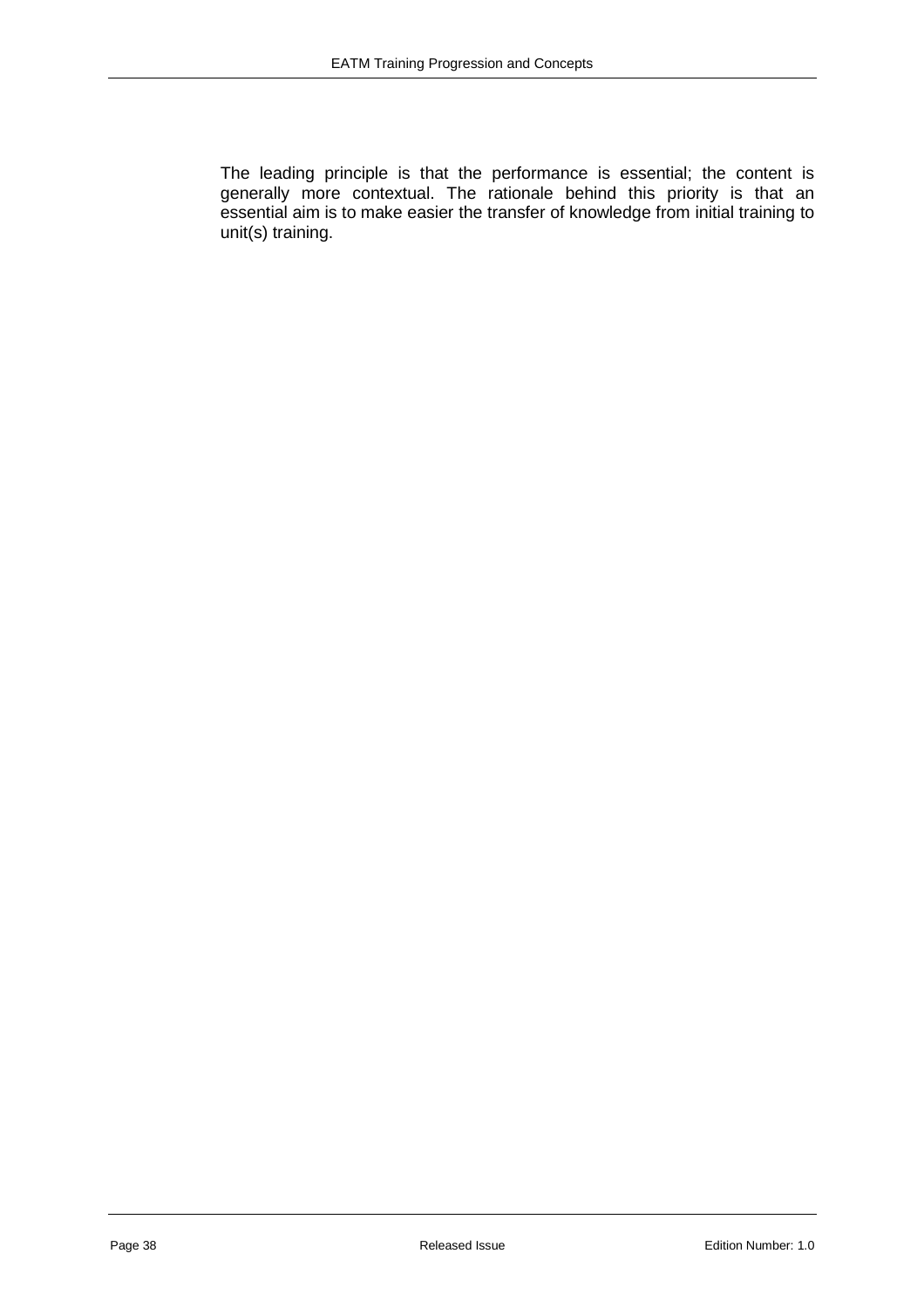The leading principle is that the performance is essential; the content is generally more contextual. The rationale behind this priority is that an essential aim is to make easier the transfer of knowledge from initial training to unit(s) training.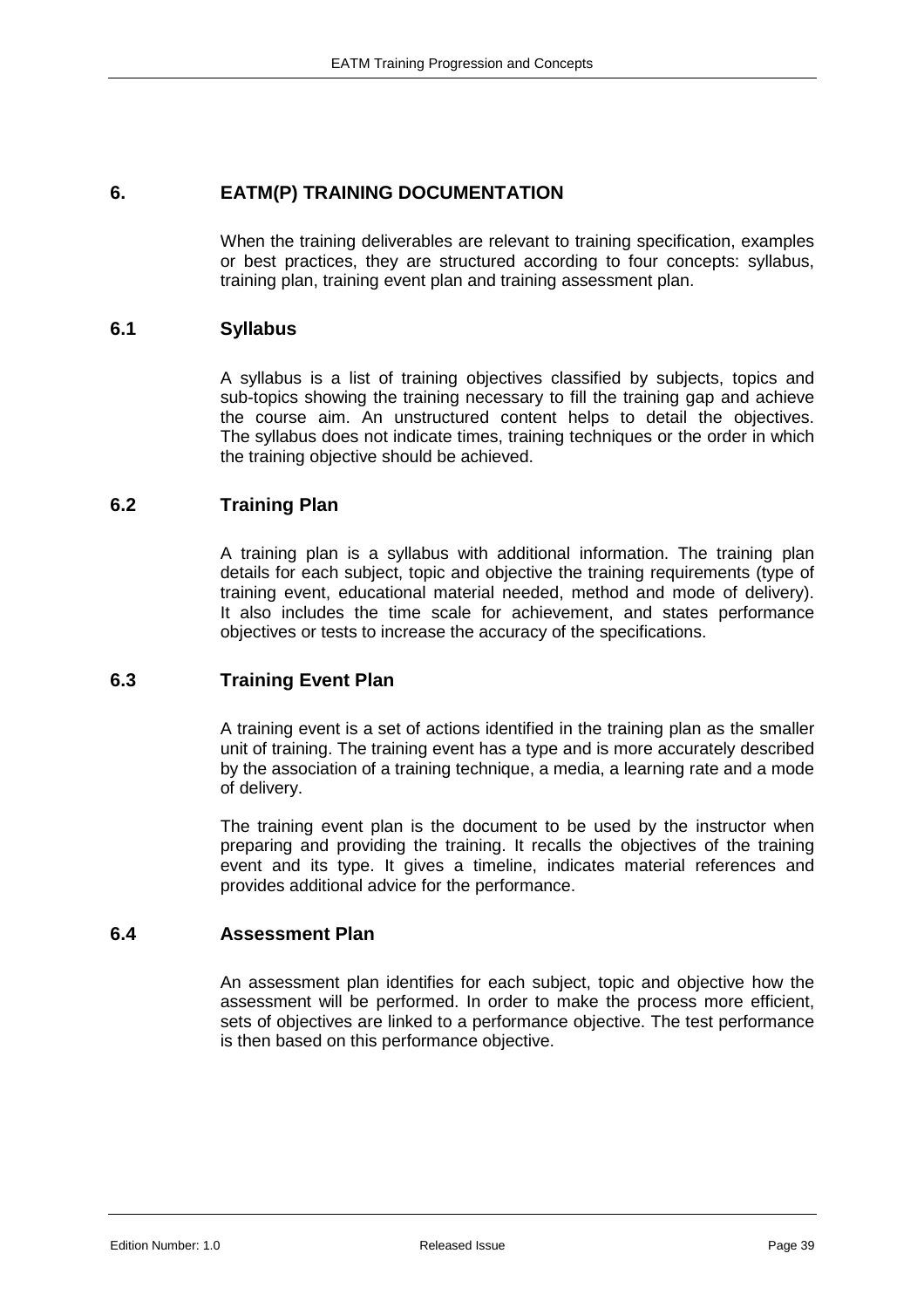# 6. EATM(P) TRAINING DOCUMENTATION

When the training deliverables are relevant to training specification, examples or best practices, they are structured according to four concepts: syllabus, training plan, training event plan and training assessment plan.

## 6.1 Syllabus

A syllabus is a list of training objectives classified by subjects, topics and sub-topics showing the training necessary to fill the training gap and achieve the course aim. An unstructured content helps to detail the objectives. The syllabus does not indicate times, training techniques or the order in which the training objective should be achieved.

## 6.2 Training Plan

A training plan is a syllabus with additional information. The training plan details for each subject, topic and objective the training requirements (type of training event, educational material needed, method and mode of delivery). It also includes the time scale for achievement, and states performance objectives or tests to increase the accuracy of the specifications.

## 6.3 Training Event Plan

A training event is a set of actions identified in the training plan as the smaller unit of training. The training event has a type and is more accurately described by the association of a training technique, a media, a learning rate and a mode of delivery.

The training event plan is the document to be used by the instructor when preparing and providing the training. It recalls the objectives of the training event and its type. It gives a timeline, indicates material references and provides additional advice for the performance.

## 6.4 Assessment Plan

An assessment plan identifies for each subject, topic and objective how the assessment will be performed. In order to make the process more efficient, sets of objectives are linked to a performance objective. The test performance is then based on this performance objective.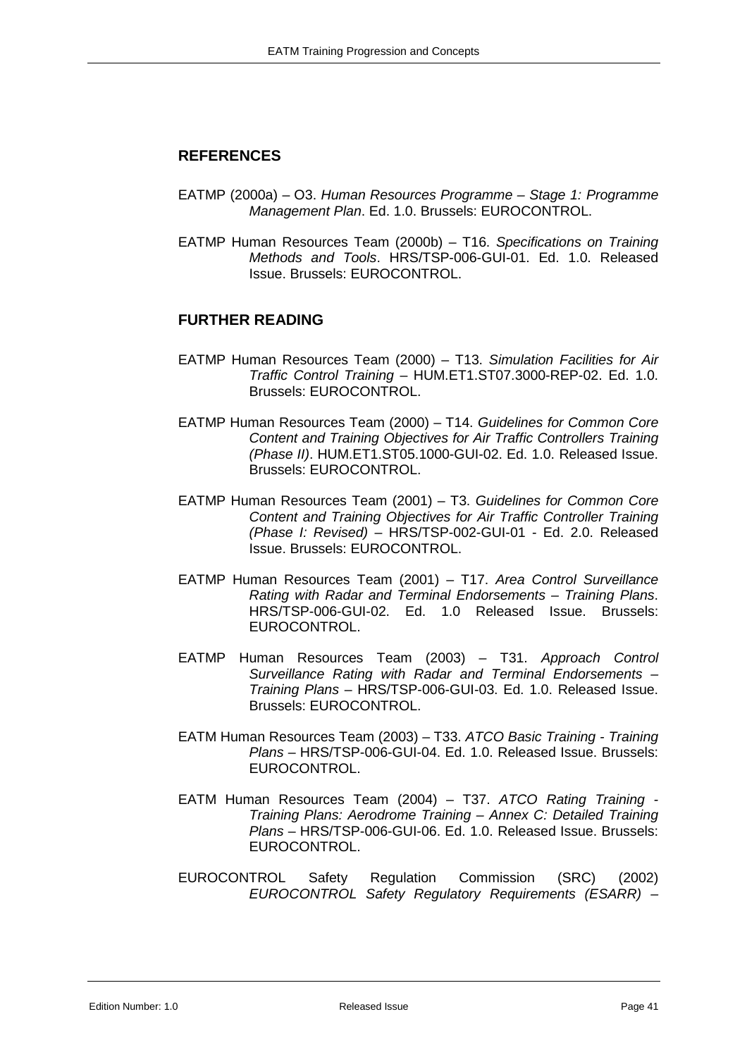## REFERENCES

EATMP (2000a) – O3. *Human Resources Programme – Stage 1: Programme Management Plan*. Ed. 1.0. Brussels: EUROCONTROL.

EATMP Human Resources Team (2000b) – T16. *Specifications on Training Methods and Tools*. HRS/TSP-006-GUI-01. Ed. 1.0. Released Issue. Brussels: EUROCONTROL.

## FURTHER READING

EATMP Human Resources Team (2000) – T13. *Simulation Facilities for Air Traffic Control Training* – HUM.ET1.ST07.3000-REP-02. Ed. 1.0. Brussels: EUROCONTROL.

EATMP Human Resources Team (2000) – T14. *Guidelines for Common Core Content and Training Objectives for Air Traffic Controllers Training (Phase II)*. HUM.ET1.ST05.1000-GUI-02. Ed. 1.0. Released Issue. Brussels: EUROCONTROL.

EATMP Human Resources Team (2001) – T3. *Guidelines for Common Core Content and Training Objectives for Air Traffic Controller Training (Phase I: Revised)* – HRS/TSP-002-GUI-01 - Ed. 2.0. Released Issue. Brussels: EUROCONTROL.

EATMP Human Resources Team (2001) – T17. *Area Control Surveillance Rating with Radar and Terminal Endorsements – Training Plans*. HRS/TSP-006-GUI-02. Ed. 1.0 Released Issue. Brussels: EUROCONTROL.

EATMP Human Resources Team (2003) – T31. *Approach Control Surveillance Rating with Radar and Terminal Endorsements – Training Plans* – HRS/TSP-006-GUI-03. Ed. 1.0. Released Issue. Brussels: EUROCONTROL.

EATM Human Resources Team (2003) – T33. *ATCO Basic Training - Training Plans* – HRS/TSP-006-GUI-04. Ed. 1.0. Released Issue. Brussels: EUROCONTROL.

EATM Human Resources Team (2004) – T37. *ATCO Rating Training - Training Plans: Aerodrome Training – Annex C: Detailed Training Plans* – HRS/TSP-006-GUI-06. Ed. 1.0. Released Issue. Brussels: EUROCONTROL.

EUROCONTROL Safety Regulation Commission (SRC) (2002) *EUROCONTROL Safety Regulatory Requirements (ESARR) –*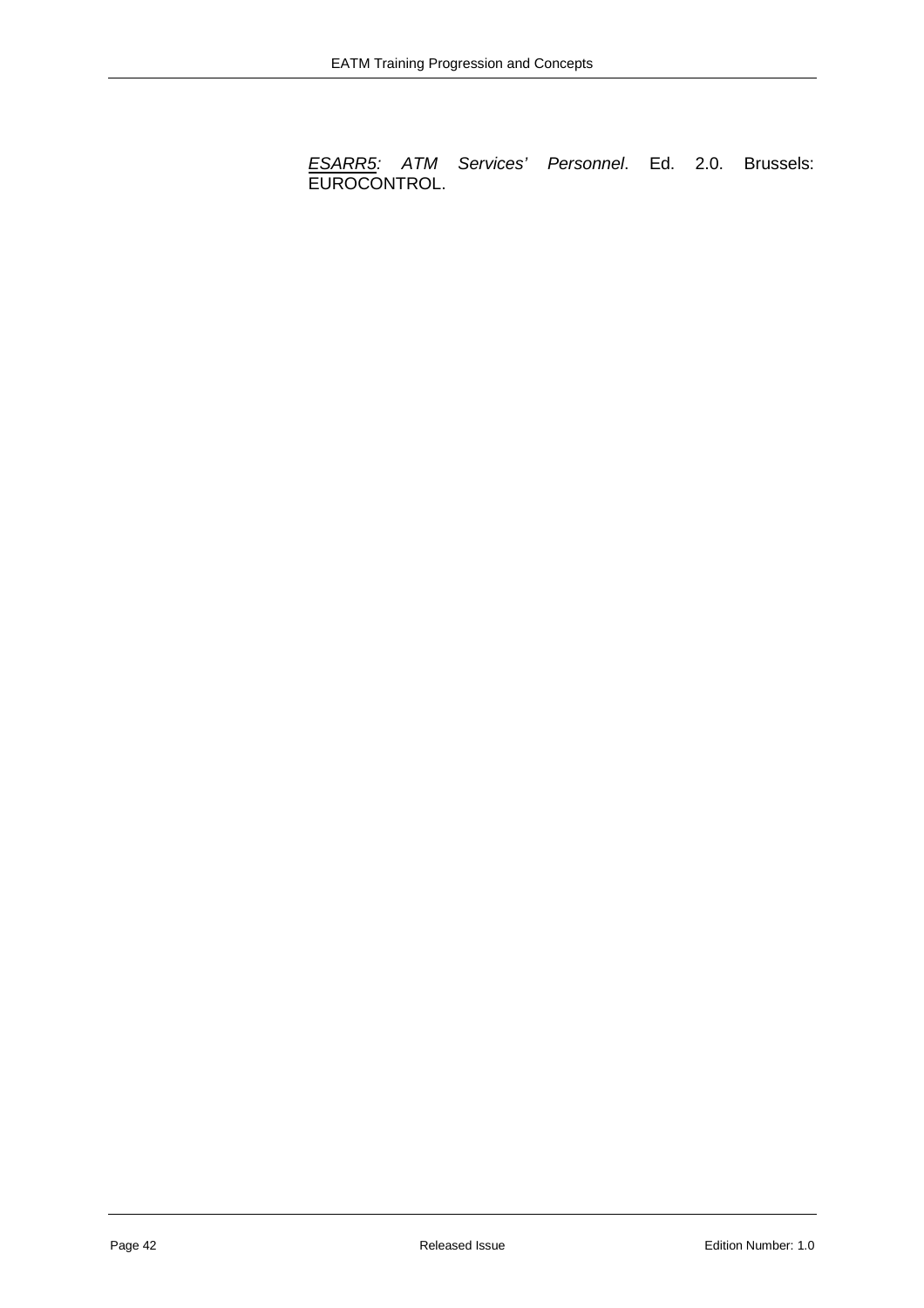*ESARR5: ATM Services' Personnel*. Ed. 2.0. Brussels: EUROCONTROL.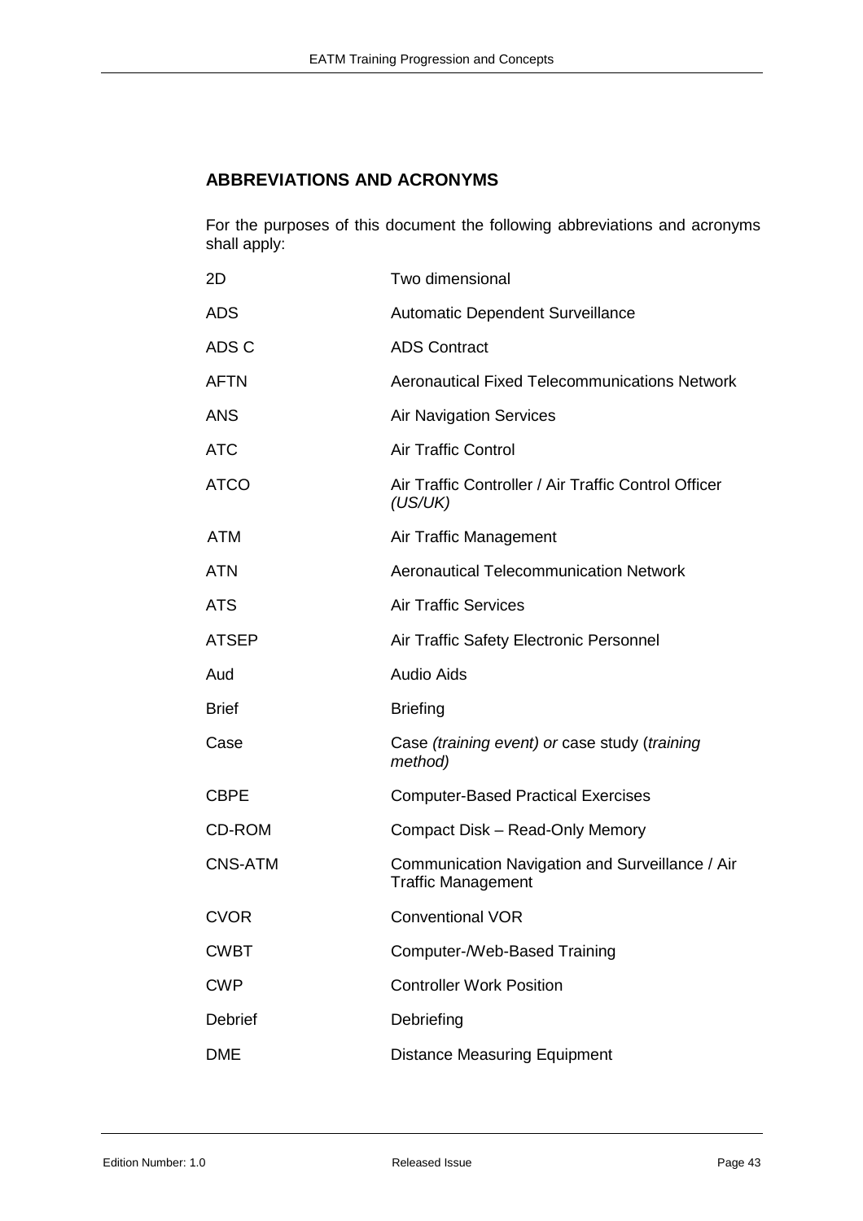## ABBREVIATIONS AND ACRONYMS

For the purposes of this document the following abbreviations and acronyms shall apply:

| | |
|---|---|
| 2D | Two dimensional |
| ADS | Automatic Dependent Surveillance |
| ADS C | ADS Contract |
| AFTN | Aeronautical Fixed Telecommunications Network |
| ANS | Air Navigation Services |
| ATC | Air Traffic Control |
| ATCO | Air Traffic Controller / Air Traffic Control Officer *(US/UK)* |
| ATM | Air Traffic Management |
| ATN | Aeronautical Telecommunication Network |
| ATS | Air Traffic Services |
| ATSEP | Air Traffic Safety Electronic Personnel |
| Aud | Audio Aids |
| Brief | Briefing |
| Case | Case *(training event) or* case study (*training method)* |
| CBPE | Computer-Based Practical Exercises |
| CD-ROM | Compact Disk – Read-Only Memory |
| CNS-ATM | Communication Navigation and Surveillance / Air Traffic Management |
| CVOR | Conventional VOR |
| CWBT | Computer-/Web-Based Training |
| CWP | Controller Work Position |
| Debrief | Debriefing |
| DME | Distance Measuring Equipment |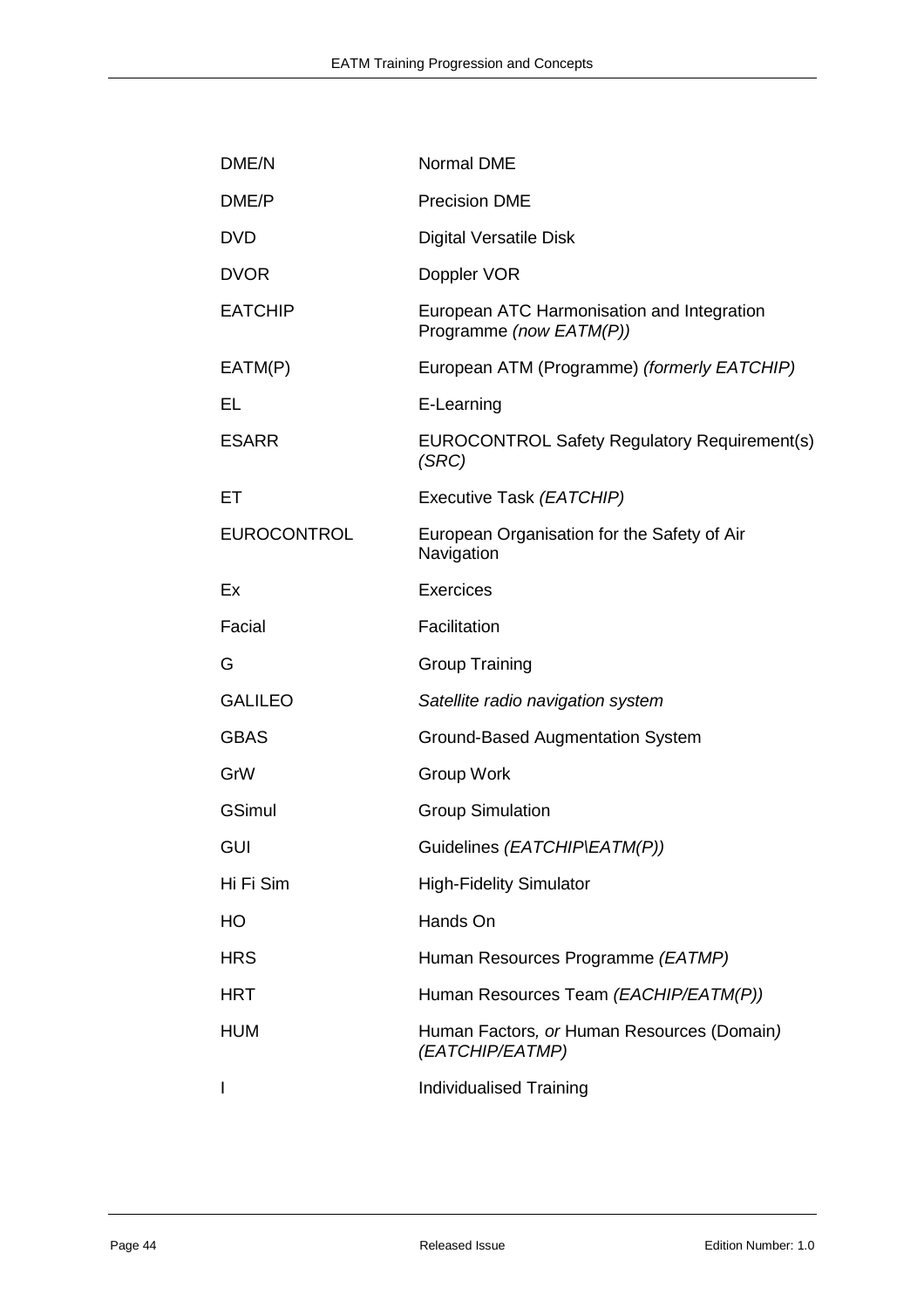| | |
|---|---|
| DME/N | Normal DME |
| DME/P | Precision DME |
| DVD | Digital Versatile Disk |
| DVOR | Doppler VOR |
| EATCHIP | European ATC Harmonisation and Integration Programme *(now EATM(P))* |
| EATM(P) | European ATM (Programme) *(formerly EATCHIP)* |
| EL | E-Learning |
| ESARR | EUROCONTROL Safety Regulatory Requirement(s) *(SRC)* |
| ET | Executive Task *(EATCHIP)* |
| EUROCONTROL | European Organisation for the Safety of Air Navigation |
| Ex | Exercices |
| Facial | Facilitation |
| G | Group Training |
| GALILEO | *Satellite radio navigation system* |
| GBAS | Ground-Based Augmentation System |
| GrW | Group Work |
| GSimul | Group Simulation |
| GUI | Guidelines *(EATCHIP\EATM(P))* |
| Hi Fi Sim | High-Fidelity Simulator |
| HO | Hands On |
| HRS | Human Resources Programme *(EATMP)* |
| HRT | Human Resources Team *(EACHIP/EATM(P))* |
| HUM | Human Factors*, or* Human Resources (Domain*) (EATCHIP/EATMP)* |
| I | Individualised Training |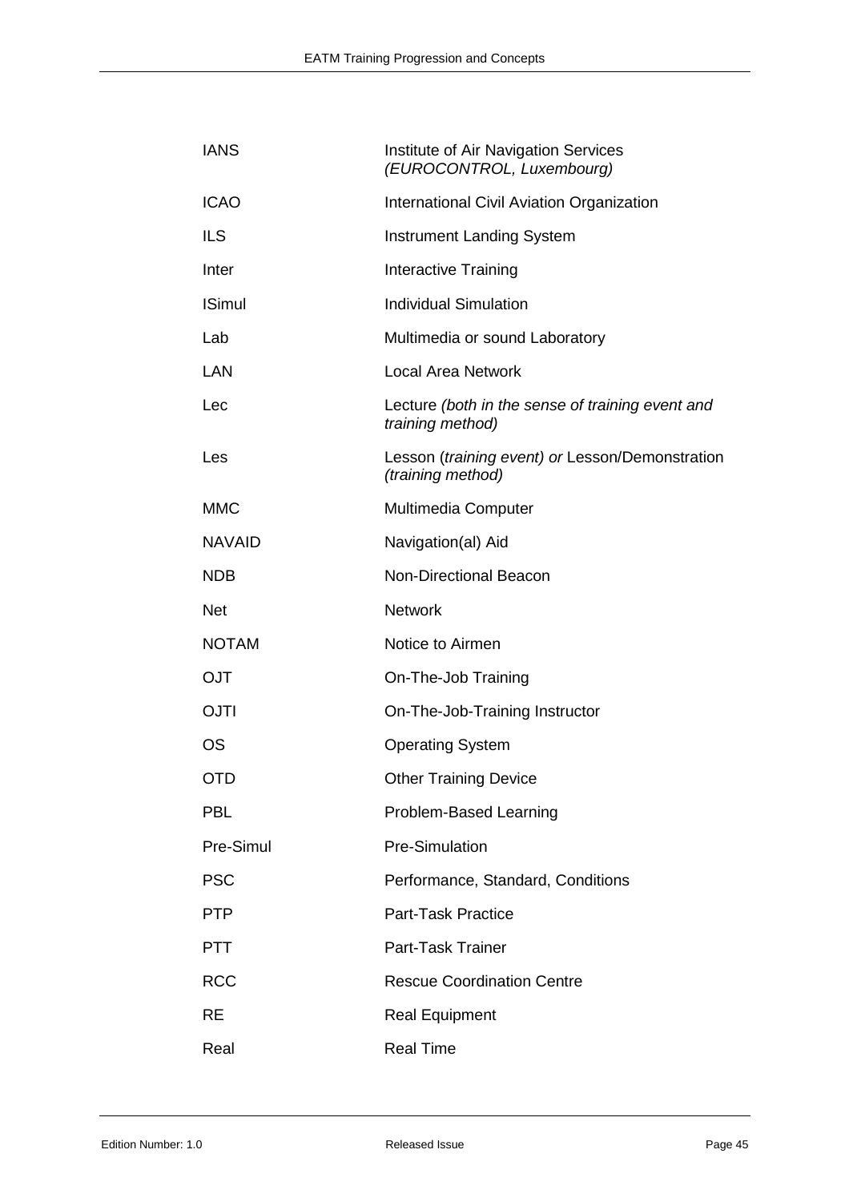| | |
|---|---|
| IANS | Institute of Air Navigation Services *(EUROCONTROL, Luxembourg)* |
| ICAO | International Civil Aviation Organization |
| ILS | Instrument Landing System |
| Inter | Interactive Training |
| ISimul | Individual Simulation |
| Lab | Multimedia or sound Laboratory |
| LAN | Local Area Network |
| Lec | Lecture *(both in the sense of training event and training method)* |
| Les | Lesson (*training event) or* Lesson/Demonstration *(training method)* |
| MMC | Multimedia Computer |
| NAVAID | Navigation(al) Aid |
| NDB | Non-Directional Beacon |
| Net | Network |
| NOTAM | Notice to Airmen |
| OJT | On-The-Job Training |
| OJTI | On-The-Job-Training Instructor |
| OS | Operating System |
| OTD | Other Training Device |
| PBL | Problem-Based Learning |
| Pre-Simul | Pre-Simulation |
| PSC | Performance, Standard, Conditions |
| PTP | Part-Task Practice |
| PTT | Part-Task Trainer |
| RCC | Rescue Coordination Centre |
| RE | Real Equipment |
| Real | Real Time |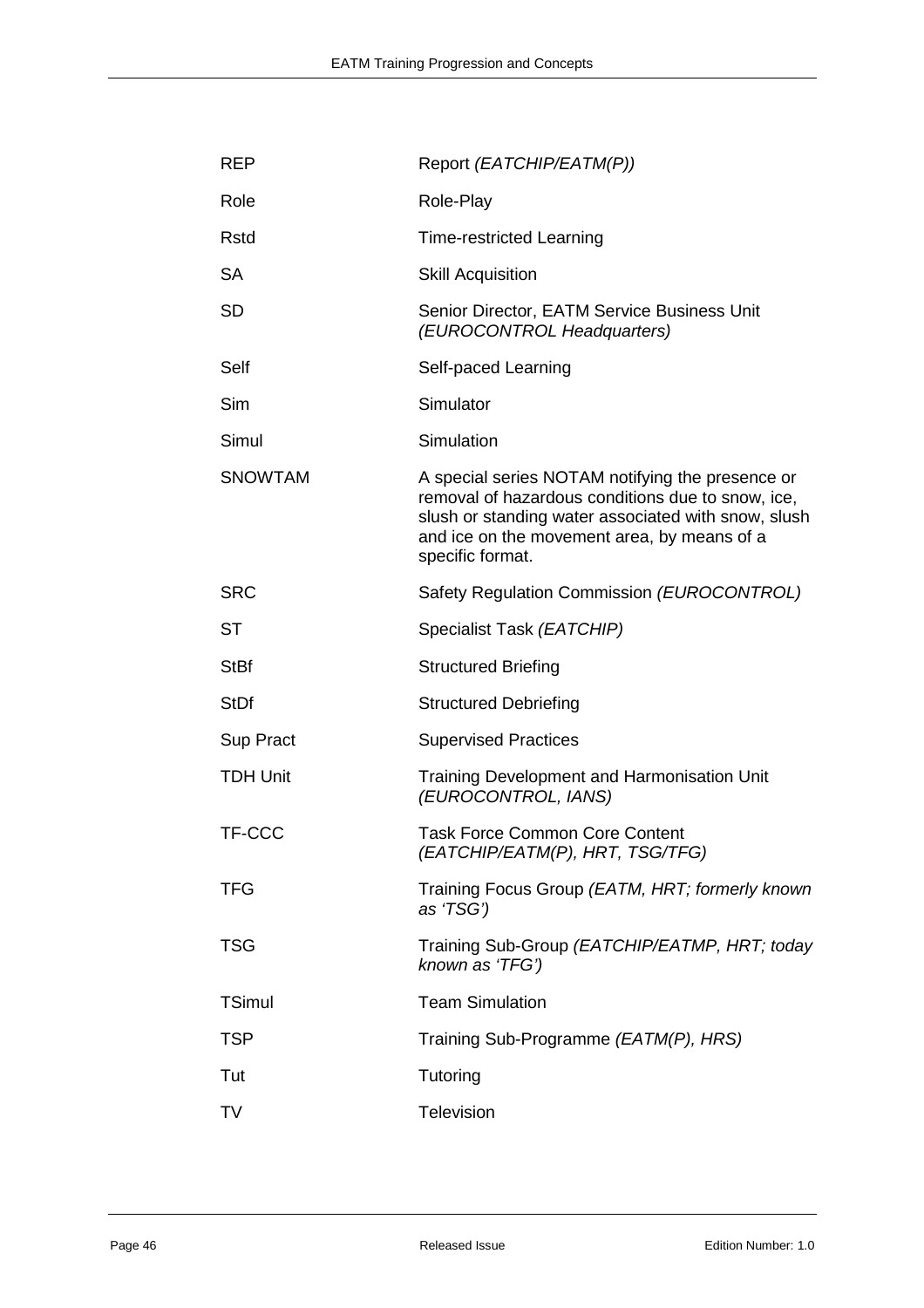| | |
|---|---|
| REP | Report *(EATCHIP/EATM(P))* |
| Role | Role-Play |
| Rstd | Time-restricted Learning |
| SA | Skill Acquisition |
| SD | Senior Director, EATM Service Business Unit *(EUROCONTROL Headquarters)* |
| Self | Self-paced Learning |
| Sim | Simulator |
| Simul | Simulation |
| SNOWTAM | A special series NOTAM notifying the presence or removal of hazardous conditions due to snow, ice, slush or standing water associated with snow, slush and ice on the movement area, by means of a specific format. |
| SRC | Safety Regulation Commission *(EUROCONTROL)* |
| ST | Specialist Task *(EATCHIP)* |
| StBf | Structured Briefing |
| StDf | Structured Debriefing |
| Sup Pract | Supervised Practices |
| TDH Unit | Training Development and Harmonisation Unit *(EUROCONTROL, IANS)* |
| TF-CCC | Task Force Common Core Content *(EATCHIP/EATM(P), HRT, TSG/TFG)* |
| TFG | Training Focus Group *(EATM, HRT; formerly known as 'TSG')* |
| TSG | Training Sub-Group *(EATCHIP/EATMP, HRT; today known as 'TFG')* |
| TSimul | Team Simulation |
| TSP | Training Sub-Programme *(EATM(P), HRS)* |
| Tut | Tutoring |
| TV | Television |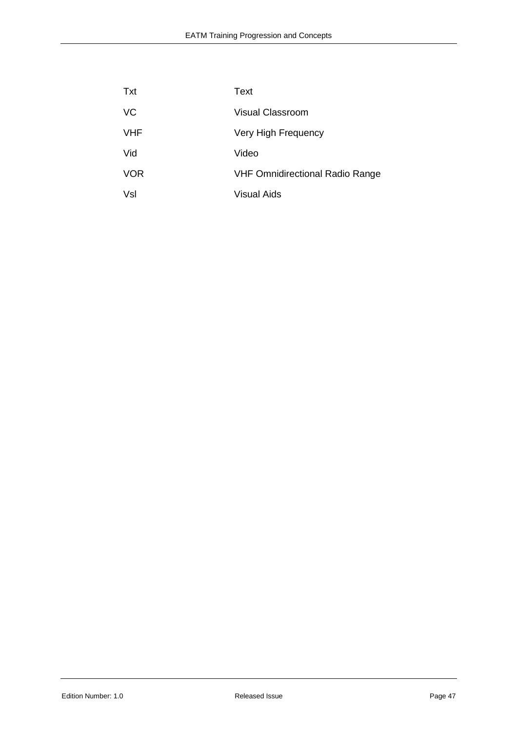| | |
|---|---|
| Txt | Text |
| VC | Visual Classroom |
| VHF | Very High Frequency |
| Vid | Video |
| VOR | VHF Omnidirectional Radio Range |
| Vsl | Visual Aids |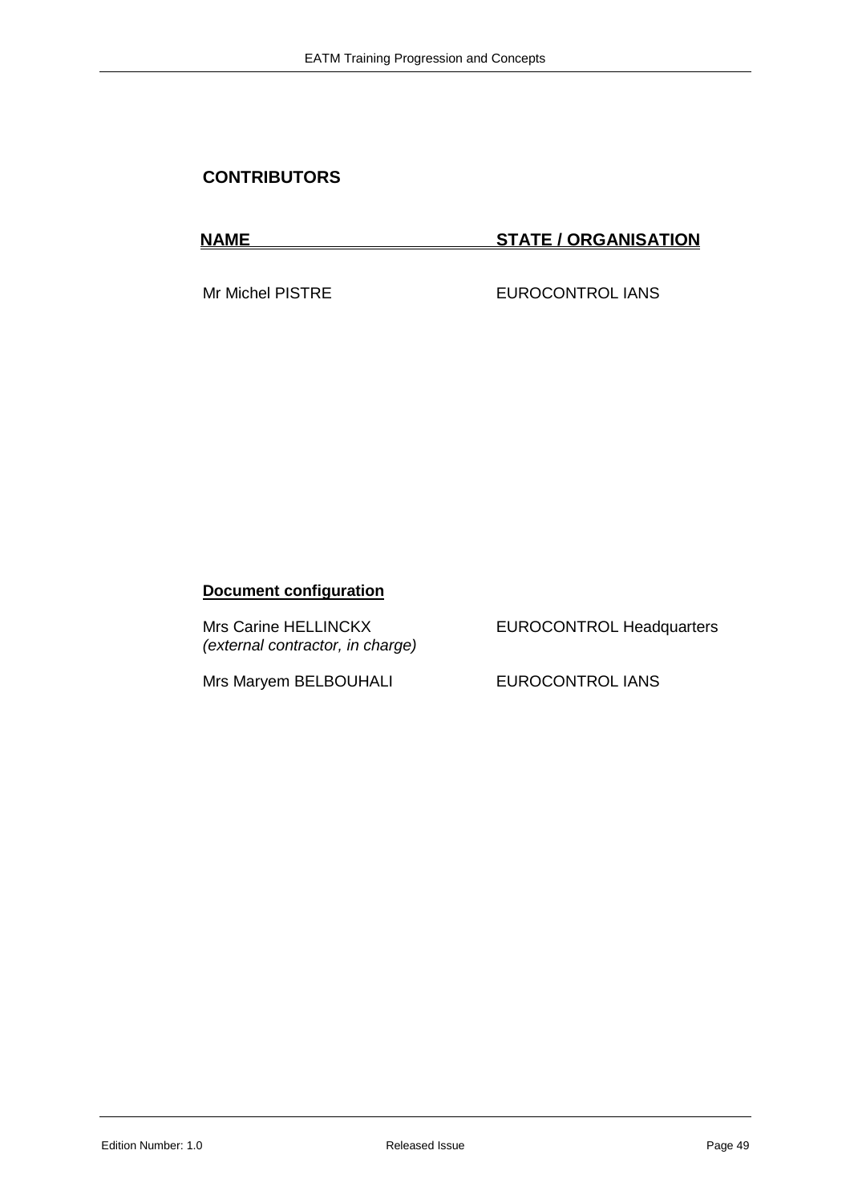## CONTRIBUTORS

| NAME | STATE / ORGANISATION |
| --- | --- |
| Mr Michel PISTRE | EUROCONTROL IANS |

**Document configuration**

| | |
| --- | --- |
| Mrs Carine HELLINCKX<br>*(external contractor, in charge)* | EUROCONTROL Headquarters |
| Mrs Maryem BELBOUHALI | EUROCONTROL IANS |